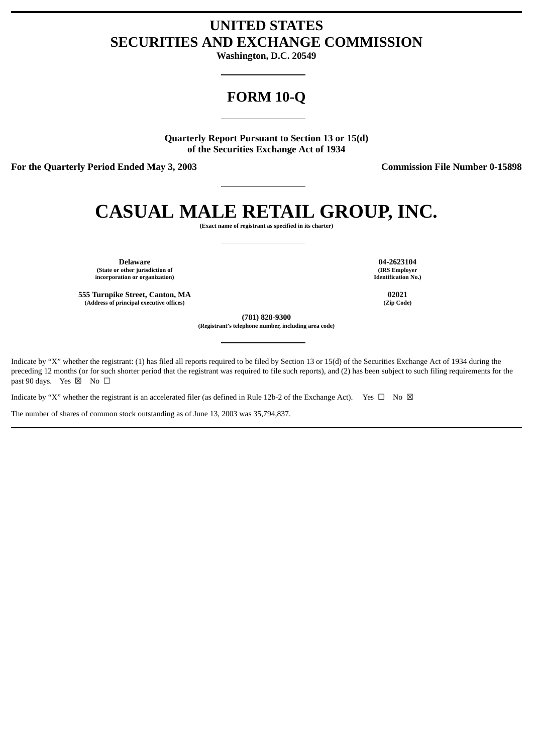# UNITED STATES
# SECURITIES AND EXCHANGE COMMISSION

**Washington, D.C. 20549**

---

## FORM 10-Q

---

**Quarterly Report Pursuant to Section 13 or 15(d)**
**of the Securities Exchange Act of 1934**

**For the Quarterly Period Ended May 3, 2003** | **Commission File Number 0-15898**

---

# CASUAL MALE RETAIL GROUP, INC.

**(Exact name of registrant as specified in its charter)**

---

| **Delaware** | **04-2623104** |
|---|---|
| **(State or other jurisdiction of incorporation or organization)** | **(IRS Employer Identification No.)** |
| **555 Turnpike Street, Canton, MA** | **02021** |
| **(Address of principal executive offices)** | **(Zip Code)** |

**(781) 828-9300**
**(Registrant's telephone number, including area code)**

---

Indicate by "X" whether the registrant: (1) has filed all reports required to be filed by Section 13 or 15(d) of the Securities Exchange Act of 1934 during the preceding 12 months (or for such shorter period that the registrant was required to file such reports), and (2) has been subject to such filing requirements for the past 90 days. Yes ☒ No ☐

Indicate by "X" whether the registrant is an accelerated filer (as defined in Rule 12b-2 of the Exchange Act). Yes ☐ No ☒

The number of shares of common stock outstanding as of June 13, 2003 was 35,794,837.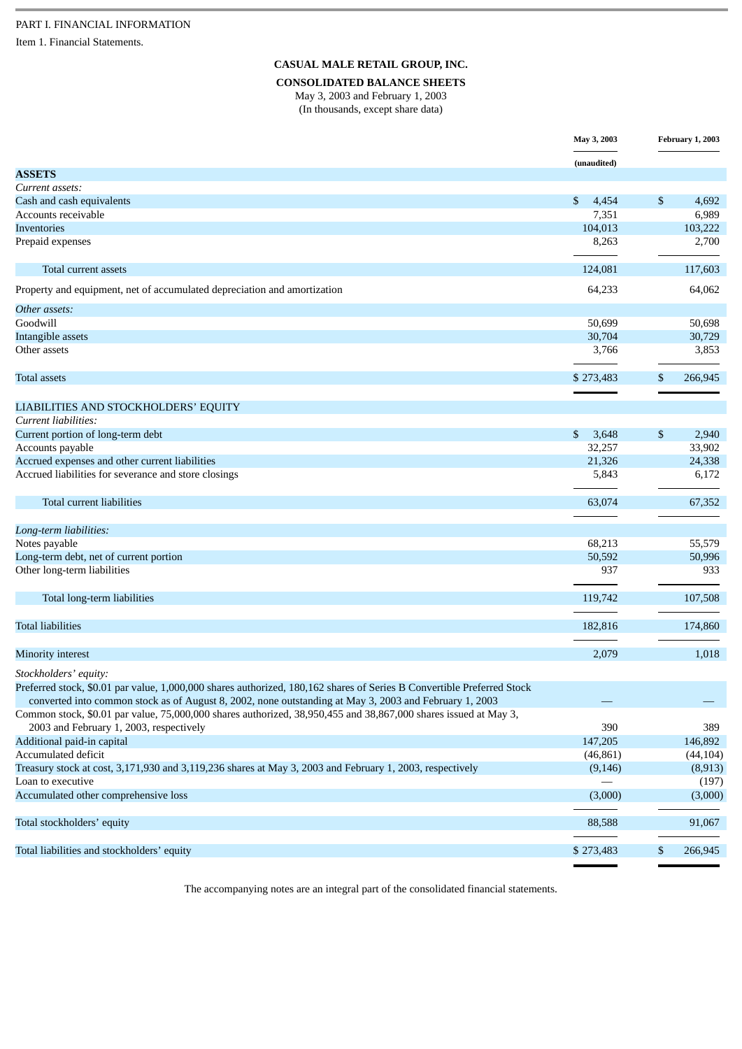PART I. FINANCIAL INFORMATION

Item 1. Financial Statements.

**CASUAL MALE RETAIL GROUP, INC.**

**CONSOLIDATED BALANCE SHEETS**

May 3, 2003 and February 1, 2003

(In thousands, except share data)

| | May 3, 2003 | February 1, 2003 |
|---|---|---|
| | (unaudited) | |
| **ASSETS** | | |
| *Current assets:* | | |
| Cash and cash equivalents | $ 4,454 | $ 4,692 |
| Accounts receivable | 7,351 | 6,989 |
| Inventories | 104,013 | 103,222 |
| Prepaid expenses | 8,263 | 2,700 |
| Total current assets | 124,081 | 117,603 |
| Property and equipment, net of accumulated depreciation and amortization | 64,233 | 64,062 |
| *Other assets:* | | |
| Goodwill | 50,699 | 50,698 |
| Intangible assets | 30,704 | 30,729 |
| Other assets | 3,766 | 3,853 |
| Total assets | $ 273,483 | $ 266,945 |
| LIABILITIES AND STOCKHOLDERS' EQUITY | | |
| *Current liabilities:* | | |
| Current portion of long-term debt | $ 3,648 | $ 2,940 |
| Accounts payable | 32,257 | 33,902 |
| Accrued expenses and other current liabilities | 21,326 | 24,338 |
| Accrued liabilities for severance and store closings | 5,843 | 6,172 |
| Total current liabilities | 63,074 | 67,352 |
| *Long-term liabilities:* | | |
| Notes payable | 68,213 | 55,579 |
| Long-term debt, net of current portion | 50,592 | 50,996 |
| Other long-term liabilities | 937 | 933 |
| Total long-term liabilities | 119,742 | 107,508 |
| Total liabilities | 182,816 | 174,860 |
| Minority interest | 2,079 | 1,018 |
| *Stockholders' equity:* | | |
| Preferred stock, $0.01 par value, 1,000,000 shares authorized, 180,162 shares of Series B Convertible Preferred Stock converted into common stock as of August 8, 2002, none outstanding at May 3, 2003 and February 1, 2003 | — | — |
| Common stock, $0.01 par value, 75,000,000 shares authorized, 38,950,455 and 38,867,000 shares issued at May 3, 2003 and February 1, 2003, respectively | 390 | 389 |
| Additional paid-in capital | 147,205 | 146,892 |
| Accumulated deficit | (46,861) | (44,104) |
| Treasury stock at cost, 3,171,930 and 3,119,236 shares at May 3, 2003 and February 1, 2003, respectively | (9,146) | (8,913) |
| Loan to executive | — | (197) |
| Accumulated other comprehensive loss | (3,000) | (3,000) |
| Total stockholders' equity | 88,588 | 91,067 |
| Total liabilities and stockholders' equity | $ 273,483 | $ 266,945 |

The accompanying notes are an integral part of the consolidated financial statements.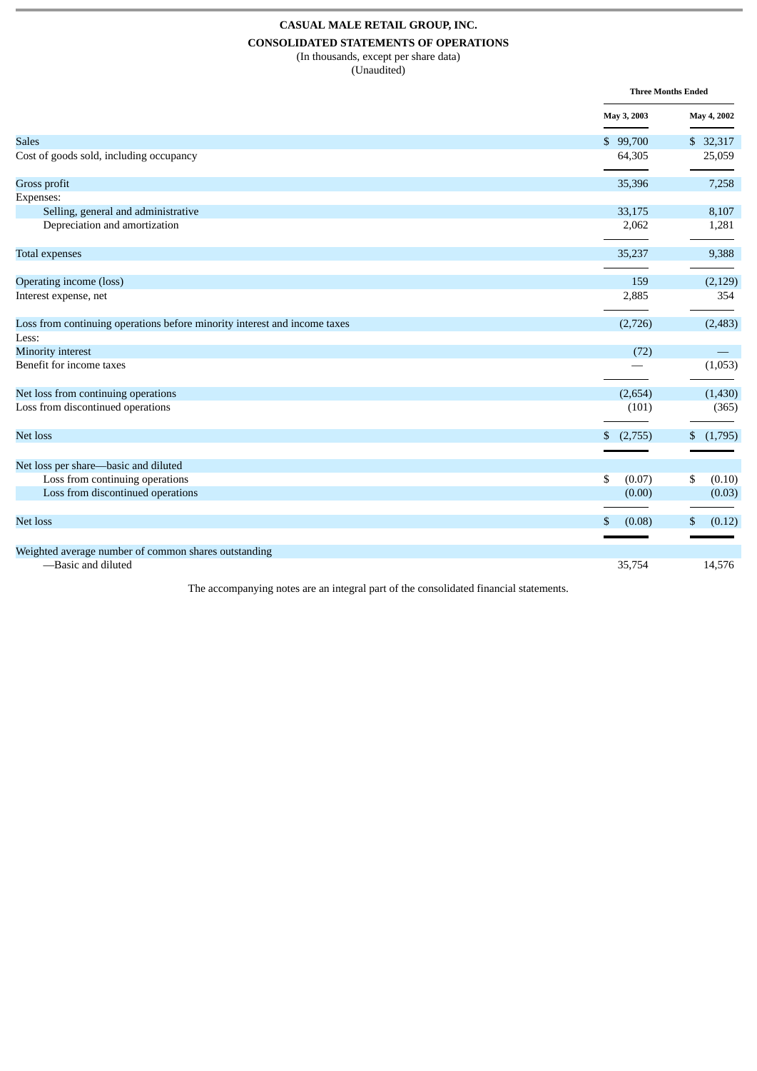**CASUAL MALE RETAIL GROUP, INC.**

**CONSOLIDATED STATEMENTS OF OPERATIONS**

(In thousands, except per share data)

(Unaudited)

| | Three Months Ended | |
|---|---|---|
| | May 3, 2003 | May 4, 2002 |
| Sales | $ 99,700 | $ 32,317 |
| Cost of goods sold, including occupancy | 64,305 | 25,059 |
| Gross profit | 35,396 | 7,258 |
| Expenses: | | |
| Selling, general and administrative | 33,175 | 8,107 |
| Depreciation and amortization | 2,062 | 1,281 |
| Total expenses | 35,237 | 9,388 |
| Operating income (loss) | 159 | (2,129) |
| Interest expense, net | 2,885 | 354 |
| Loss from continuing operations before minority interest and income taxes | (2,726) | (2,483) |
| Less: | | |
| Minority interest | (72) | — |
| Benefit for income taxes | — | (1,053) |
| Net loss from continuing operations | (2,654) | (1,430) |
| Loss from discontinued operations | (101) | (365) |
| Net loss | $ (2,755) | $ (1,795) |
| Net loss per share—basic and diluted | | |
| Loss from continuing operations | $ (0.07) | $ (0.10) |
| Loss from discontinued operations | (0.00) | (0.03) |
| Net loss | $ (0.08) | $ (0.12) |
| Weighted average number of common shares outstanding | | |
| —Basic and diluted | 35,754 | 14,576 |

The accompanying notes are an integral part of the consolidated financial statements.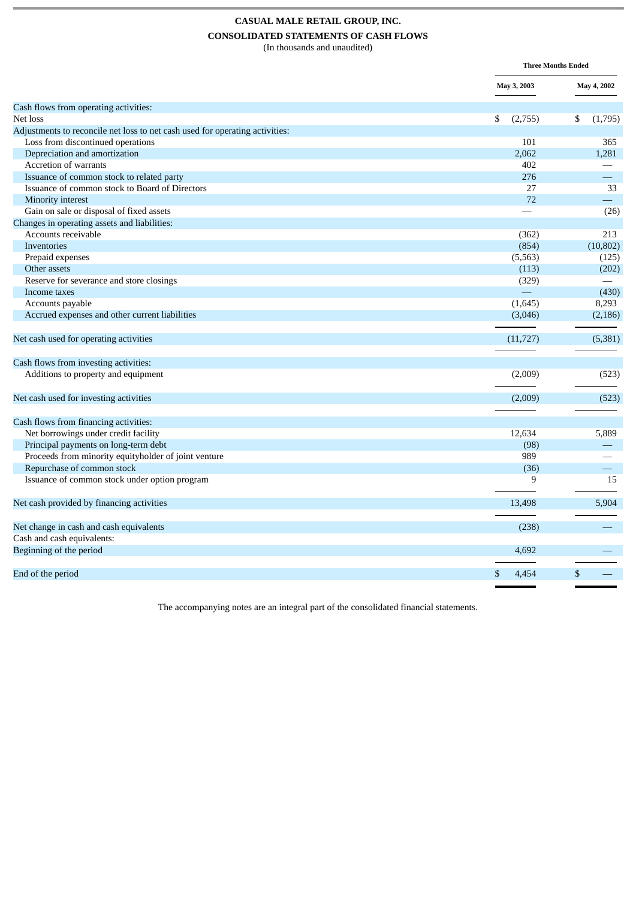# CASUAL MALE RETAIL GROUP, INC.

## CONSOLIDATED STATEMENTS OF CASH FLOWS

(In thousands and unaudited)

| | Three Months Ended | |
|---|---|---|
| | May 3, 2003 | May 4, 2002 |
| Cash flows from operating activities: | | |
| Net loss | $ (2,755) | $ (1,795) |
| Adjustments to reconcile net loss to net cash used for operating activities: | | |
| Loss from discontinued operations | 101 | 365 |
| Depreciation and amortization | 2,062 | 1,281 |
| Accretion of warrants | 402 | — |
| Issuance of common stock to related party | 276 | — |
| Issuance of common stock to Board of Directors | 27 | 33 |
| Minority interest | 72 | — |
| Gain on sale or disposal of fixed assets | — | (26) |
| Changes in operating assets and liabilities: | | |
| Accounts receivable | (362) | 213 |
| Inventories | (854) | (10,802) |
| Prepaid expenses | (5,563) | (125) |
| Other assets | (113) | (202) |
| Reserve for severance and store closings | (329) | — |
| Income taxes | — | (430) |
| Accounts payable | (1,645) | 8,293 |
| Accrued expenses and other current liabilities | (3,046) | (2,186) |
| Net cash used for operating activities | (11,727) | (5,381) |
| Cash flows from investing activities: | | |
| Additions to property and equipment | (2,009) | (523) |
| Net cash used for investing activities | (2,009) | (523) |
| Cash flows from financing activities: | | |
| Net borrowings under credit facility | 12,634 | 5,889 |
| Principal payments on long-term debt | (98) | — |
| Proceeds from minority equityholder of joint venture | 989 | — |
| Repurchase of common stock | (36) | — |
| Issuance of common stock under option program | 9 | 15 |
| Net cash provided by financing activities | 13,498 | 5,904 |
| Net change in cash and cash equivalents | (238) | — |
| Cash and cash equivalents: | | |
| Beginning of the period | 4,692 | — |
| End of the period | $ 4,454 | $ — |

The accompanying notes are an integral part of the consolidated financial statements.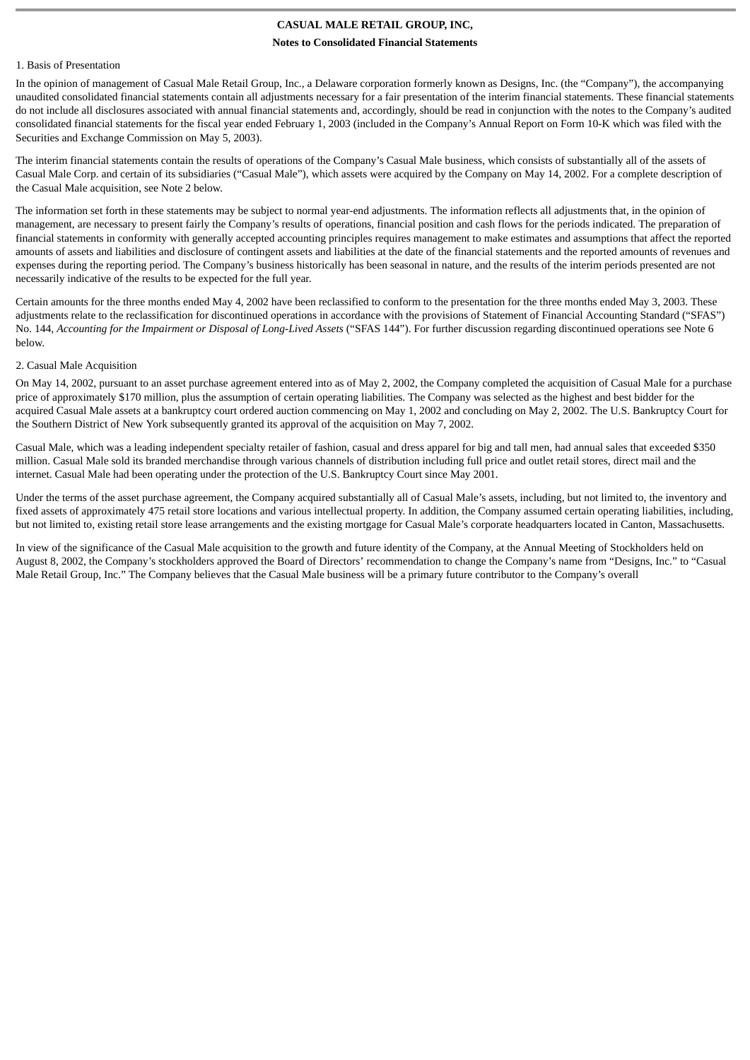**CASUAL MALE RETAIL GROUP, INC,**

**Notes to Consolidated Financial Statements**

1. Basis of Presentation

In the opinion of management of Casual Male Retail Group, Inc., a Delaware corporation formerly known as Designs, Inc. (the "Company"), the accompanying unaudited consolidated financial statements contain all adjustments necessary for a fair presentation of the interim financial statements. These financial statements do not include all disclosures associated with annual financial statements and, accordingly, should be read in conjunction with the notes to the Company's audited consolidated financial statements for the fiscal year ended February 1, 2003 (included in the Company's Annual Report on Form 10-K which was filed with the Securities and Exchange Commission on May 5, 2003).

The interim financial statements contain the results of operations of the Company's Casual Male business, which consists of substantially all of the assets of Casual Male Corp. and certain of its subsidiaries ("Casual Male"), which assets were acquired by the Company on May 14, 2002. For a complete description of the Casual Male acquisition, see Note 2 below.

The information set forth in these statements may be subject to normal year-end adjustments. The information reflects all adjustments that, in the opinion of management, are necessary to present fairly the Company's results of operations, financial position and cash flows for the periods indicated. The preparation of financial statements in conformity with generally accepted accounting principles requires management to make estimates and assumptions that affect the reported amounts of assets and liabilities and disclosure of contingent assets and liabilities at the date of the financial statements and the reported amounts of revenues and expenses during the reporting period. The Company's business historically has been seasonal in nature, and the results of the interim periods presented are not necessarily indicative of the results to be expected for the full year.

Certain amounts for the three months ended May 4, 2002 have been reclassified to conform to the presentation for the three months ended May 3, 2003. These adjustments relate to the reclassification for discontinued operations in accordance with the provisions of Statement of Financial Accounting Standard ("SFAS") No. 144, *Accounting for the Impairment or Disposal of Long-Lived Assets* ("SFAS 144"). For further discussion regarding discontinued operations see Note 6 below.

2. Casual Male Acquisition

On May 14, 2002, pursuant to an asset purchase agreement entered into as of May 2, 2002, the Company completed the acquisition of Casual Male for a purchase price of approximately $170 million, plus the assumption of certain operating liabilities. The Company was selected as the highest and best bidder for the acquired Casual Male assets at a bankruptcy court ordered auction commencing on May 1, 2002 and concluding on May 2, 2002. The U.S. Bankruptcy Court for the Southern District of New York subsequently granted its approval of the acquisition on May 7, 2002.

Casual Male, which was a leading independent specialty retailer of fashion, casual and dress apparel for big and tall men, had annual sales that exceeded $350 million. Casual Male sold its branded merchandise through various channels of distribution including full price and outlet retail stores, direct mail and the internet. Casual Male had been operating under the protection of the U.S. Bankruptcy Court since May 2001.

Under the terms of the asset purchase agreement, the Company acquired substantially all of Casual Male's assets, including, but not limited to, the inventory and fixed assets of approximately 475 retail store locations and various intellectual property. In addition, the Company assumed certain operating liabilities, including, but not limited to, existing retail store lease arrangements and the existing mortgage for Casual Male's corporate headquarters located in Canton, Massachusetts.

In view of the significance of the Casual Male acquisition to the growth and future identity of the Company, at the Annual Meeting of Stockholders held on August 8, 2002, the Company's stockholders approved the Board of Directors' recommendation to change the Company's name from "Designs, Inc." to "Casual Male Retail Group, Inc." The Company believes that the Casual Male business will be a primary future contributor to the Company's overall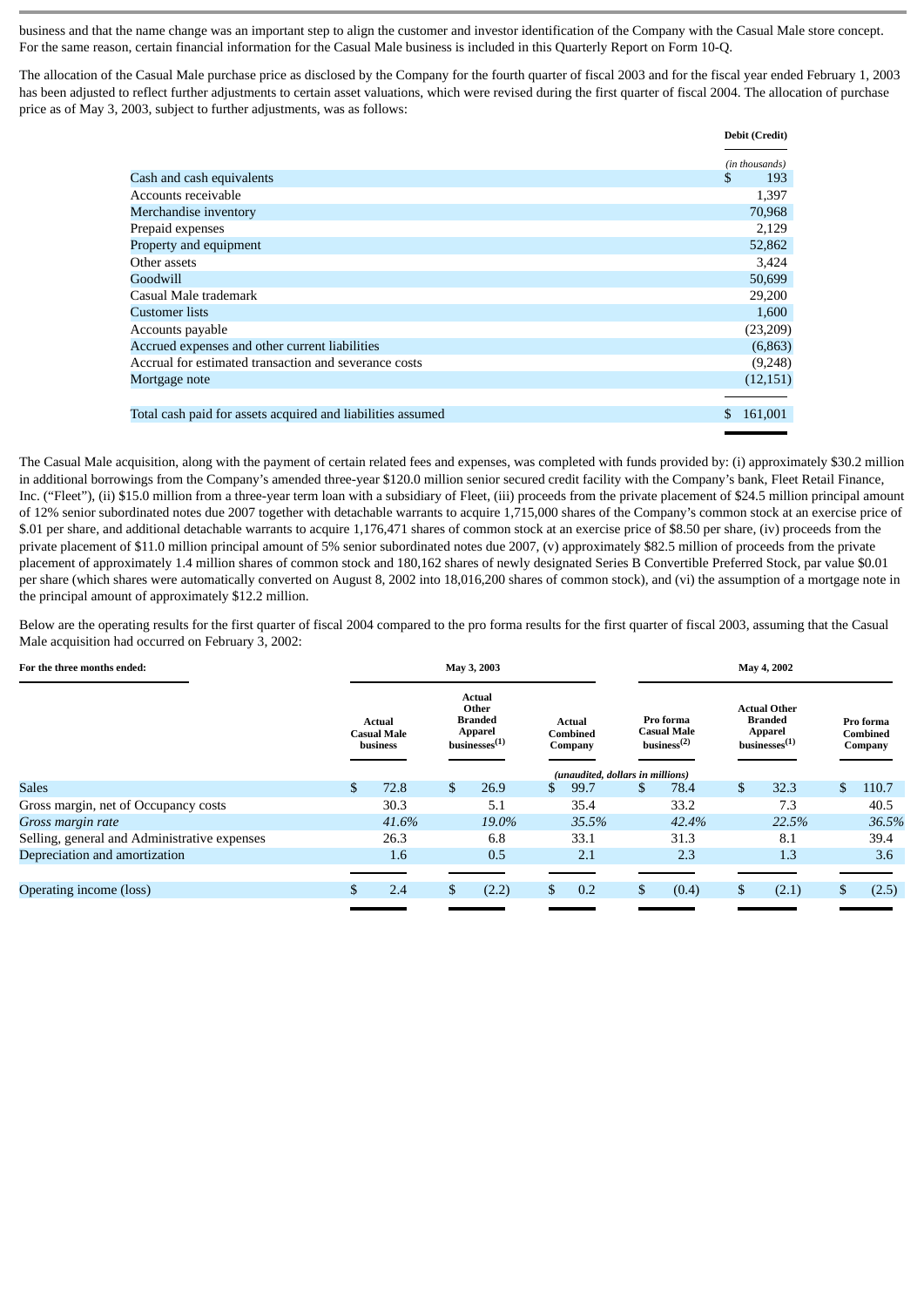business and that the name change was an important step to align the customer and investor identification of the Company with the Casual Male store concept. For the same reason, certain financial information for the Casual Male business is included in this Quarterly Report on Form 10-Q.

The allocation of the Casual Male purchase price as disclosed by the Company for the fourth quarter of fiscal 2003 and for the fiscal year ended February 1, 2003 has been adjusted to reflect further adjustments to certain asset valuations, which were revised during the first quarter of fiscal 2004. The allocation of purchase price as of May 3, 2003, subject to further adjustments, was as follows:

| | Debit (Credit) |
|---|---|
| | *(in thousands)* |
| Cash and cash equivalents | $ 193 |
| Accounts receivable | 1,397 |
| Merchandise inventory | 70,968 |
| Prepaid expenses | 2,129 |
| Property and equipment | 52,862 |
| Other assets | 3,424 |
| Goodwill | 50,699 |
| Casual Male trademark | 29,200 |
| Customer lists | 1,600 |
| Accounts payable | (23,209) |
| Accrued expenses and other current liabilities | (6,863) |
| Accrual for estimated transaction and severance costs | (9,248) |
| Mortgage note | (12,151) |
| Total cash paid for assets acquired and liabilities assumed | $ 161,001 |

The Casual Male acquisition, along with the payment of certain related fees and expenses, was completed with funds provided by: (i) approximately $30.2 million in additional borrowings from the Company's amended three-year $120.0 million senior secured credit facility with the Company's bank, Fleet Retail Finance, Inc. ("Fleet"), (ii) $15.0 million from a three-year term loan with a subsidiary of Fleet, (iii) proceeds from the private placement of $24.5 million principal amount of 12% senior subordinated notes due 2007 together with detachable warrants to acquire 1,715,000 shares of the Company's common stock at an exercise price of $.01 per share, and additional detachable warrants to acquire 1,176,471 shares of common stock at an exercise price of $8.50 per share, (iv) proceeds from the private placement of $11.0 million principal amount of 5% senior subordinated notes due 2007, (v) approximately $82.5 million of proceeds from the private placement of approximately 1.4 million shares of common stock and 180,162 shares of newly designated Series B Convertible Preferred Stock, par value $0.01 per share (which shares were automatically converted on August 8, 2002 into 18,016,200 shares of common stock), and (vi) the assumption of a mortgage note in the principal amount of approximately $12.2 million.

Below are the operating results for the first quarter of fiscal 2004 compared to the pro forma results for the first quarter of fiscal 2003, assuming that the Casual Male acquisition had occurred on February 3, 2002:

| For the three months ended: | May 3, 2003 | | | May 4, 2002 | | |
|---|---|---|---|---|---|---|
| | Actual Casual Male business | Actual Other Branded Apparel businesses[1] | Actual Combined Company | Pro forma Casual Male business[2] | Actual Other Branded Apparel businesses[1] | Pro forma Combined Company |
| | *(unaudited, dollars in millions)* | | | | | |
| Sales | $ 72.8 | $ 26.9 | $ 99.7 | $ 78.4 | $ 32.3 | $ 110.7 |
| Gross margin, net of Occupancy costs | 30.3 | 5.1 | 35.4 | 33.2 | 7.3 | 40.5 |
| *Gross margin rate* | *41.6%* | *19.0%* | *35.5%* | *42.4%* | *22.5%* | *36.5%* |
| Selling, general and Administrative expenses | 26.3 | 6.8 | 33.1 | 31.3 | 8.1 | 39.4 |
| Depreciation and amortization | 1.6 | 0.5 | 2.1 | 2.3 | 1.3 | 3.6 |
| Operating income (loss) | $ 2.4 | $ (2.2) | $ 0.2 | $ (0.4) | $ (2.1) | $ (2.5) |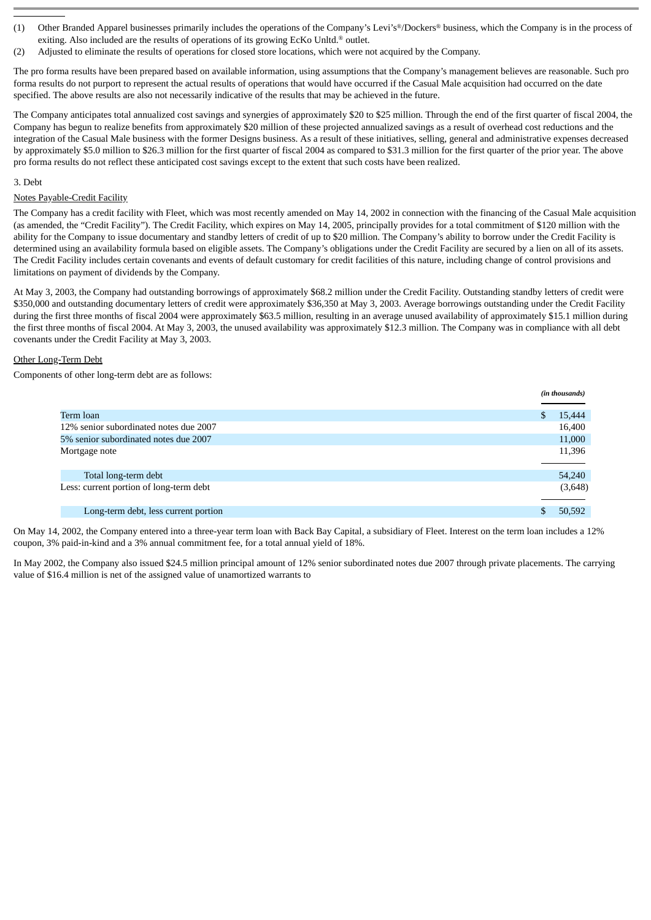(1) Other Branded Apparel businesses primarily includes the operations of the Company's Levi's®/Dockers® business, which the Company is in the process of exiting. Also included are the results of operations of its growing EcKo Unltd.® outlet.

(2) Adjusted to eliminate the results of operations for closed store locations, which were not acquired by the Company.

The pro forma results have been prepared based on available information, using assumptions that the Company's management believes are reasonable. Such pro forma results do not purport to represent the actual results of operations that would have occurred if the Casual Male acquisition had occurred on the date specified. The above results are also not necessarily indicative of the results that may be achieved in the future.

The Company anticipates total annualized cost savings and synergies of approximately $20 to $25 million. Through the end of the first quarter of fiscal 2004, the Company has begun to realize benefits from approximately $20 million of these projected annualized savings as a result of overhead cost reductions and the integration of the Casual Male business with the former Designs business. As a result of these initiatives, selling, general and administrative expenses decreased by approximately $5.0 million to $26.3 million for the first quarter of fiscal 2004 as compared to $31.3 million for the first quarter of the prior year. The above pro forma results do not reflect these anticipated cost savings except to the extent that such costs have been realized.

3. Debt

Notes Payable-Credit Facility

The Company has a credit facility with Fleet, which was most recently amended on May 14, 2002 in connection with the financing of the Casual Male acquisition (as amended, the "Credit Facility"). The Credit Facility, which expires on May 14, 2005, principally provides for a total commitment of $120 million with the ability for the Company to issue documentary and standby letters of credit of up to $20 million. The Company's ability to borrow under the Credit Facility is determined using an availability formula based on eligible assets. The Company's obligations under the Credit Facility are secured by a lien on all of its assets. The Credit Facility includes certain covenants and events of default customary for credit facilities of this nature, including change of control provisions and limitations on payment of dividends by the Company.

At May 3, 2003, the Company had outstanding borrowings of approximately $68.2 million under the Credit Facility. Outstanding standby letters of credit were $350,000 and outstanding documentary letters of credit were approximately $36,350 at May 3, 2003. Average borrowings outstanding under the Credit Facility during the first three months of fiscal 2004 were approximately $63.5 million, resulting in an average unused availability of approximately $15.1 million during the first three months of fiscal 2004. At May 3, 2003, the unused availability was approximately $12.3 million. The Company was in compliance with all debt covenants under the Credit Facility at May 3, 2003.

Other Long-Term Debt

Components of other long-term debt are as follows:

| | *(in thousands)* |
|---|---|
| Term loan | $ 15,444 |
| 12% senior subordinated notes due 2007 | 16,400 |
| 5% senior subordinated notes due 2007 | 11,000 |
| Mortgage note | 11,396 |
| Total long-term debt | 54,240 |
| Less: current portion of long-term debt | (3,648) |
| Long-term debt, less current portion | $ 50,592 |

On May 14, 2002, the Company entered into a three-year term loan with Back Bay Capital, a subsidiary of Fleet. Interest on the term loan includes a 12% coupon, 3% paid-in-kind and a 3% annual commitment fee, for a total annual yield of 18%.

In May 2002, the Company also issued $24.5 million principal amount of 12% senior subordinated notes due 2007 through private placements. The carrying value of $16.4 million is net of the assigned value of unamortized warrants to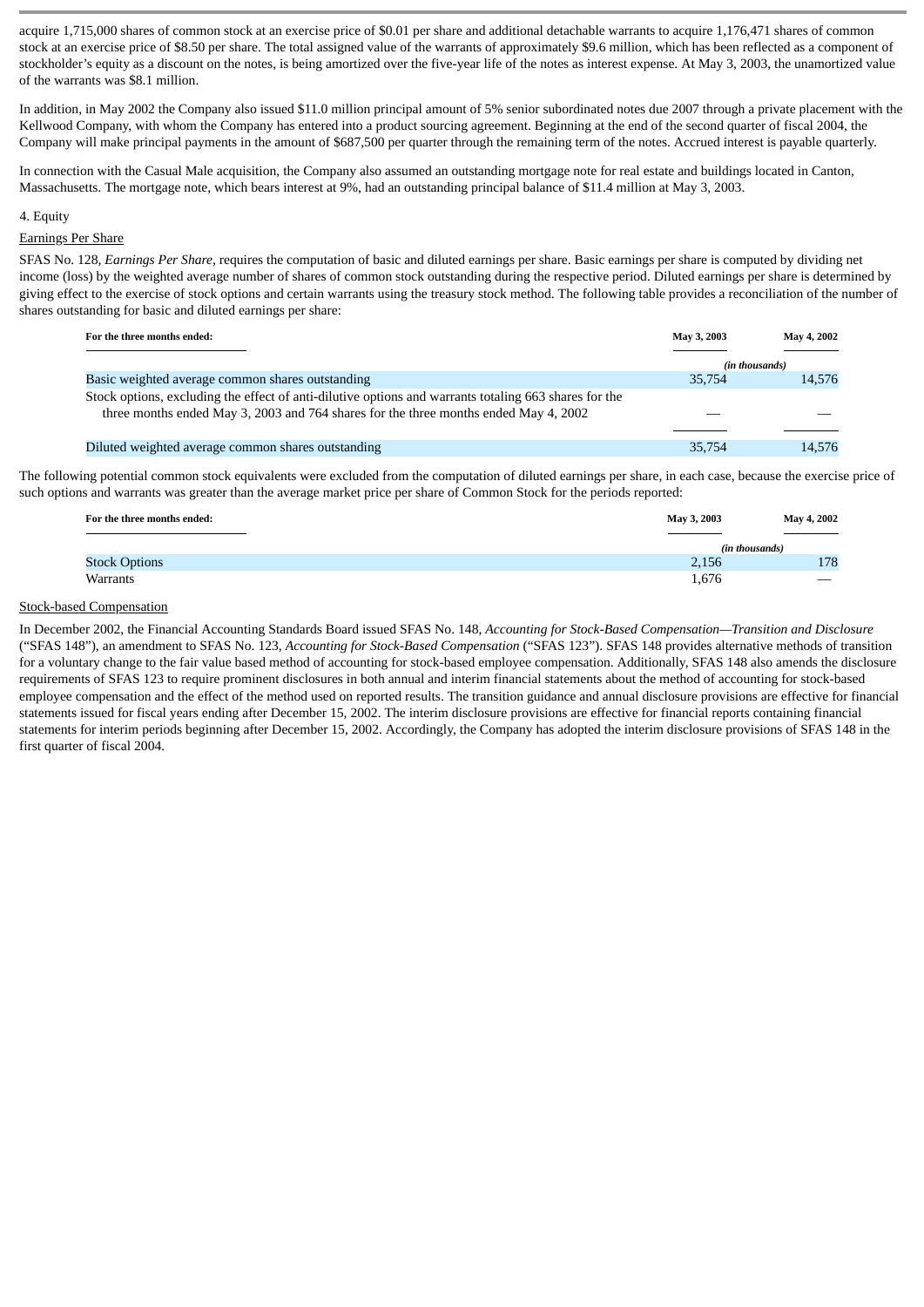acquire 1,715,000 shares of common stock at an exercise price of $0.01 per share and additional detachable warrants to acquire 1,176,471 shares of common stock at an exercise price of $8.50 per share. The total assigned value of the warrants of approximately $9.6 million, which has been reflected as a component of stockholder's equity as a discount on the notes, is being amortized over the five-year life of the notes as interest expense. At May 3, 2003, the unamortized value of the warrants was $8.1 million.

In addition, in May 2002 the Company also issued $11.0 million principal amount of 5% senior subordinated notes due 2007 through a private placement with the Kellwood Company, with whom the Company has entered into a product sourcing agreement. Beginning at the end of the second quarter of fiscal 2004, the Company will make principal payments in the amount of $687,500 per quarter through the remaining term of the notes. Accrued interest is payable quarterly.

In connection with the Casual Male acquisition, the Company also assumed an outstanding mortgage note for real estate and buildings located in Canton, Massachusetts. The mortgage note, which bears interest at 9%, had an outstanding principal balance of $11.4 million at May 3, 2003.

4. Equity

Earnings Per Share

SFAS No. 128, *Earnings Per Share*, requires the computation of basic and diluted earnings per share. Basic earnings per share is computed by dividing net income (loss) by the weighted average number of shares of common stock outstanding during the respective period. Diluted earnings per share is determined by giving effect to the exercise of stock options and certain warrants using the treasury stock method. The following table provides a reconciliation of the number of shares outstanding for basic and diluted earnings per share:

| For the three months ended: | May 3, 2003 | May 4, 2002 |
|---|---|---|
| | *(in thousands)* | |
| Basic weighted average common shares outstanding | 35,754 | 14,576 |
| Stock options, excluding the effect of anti-dilutive options and warrants totaling 663 shares for the three months ended May 3, 2003 and 764 shares for the three months ended May 4, 2002 | — | — |
| Diluted weighted average common shares outstanding | 35,754 | 14,576 |

The following potential common stock equivalents were excluded from the computation of diluted earnings per share, in each case, because the exercise price of such options and warrants was greater than the average market price per share of Common Stock for the periods reported:

| For the three months ended: | May 3, 2003 | May 4, 2002 |
|---|---|---|
| | *(in thousands)* | |
| Stock Options | 2,156 | 178 |
| Warrants | 1,676 | — |

Stock-based Compensation

In December 2002, the Financial Accounting Standards Board issued SFAS No. 148, *Accounting for Stock-Based Compensation—Transition and Disclosure* ("SFAS 148"), an amendment to SFAS No. 123, *Accounting for Stock-Based Compensation* ("SFAS 123"). SFAS 148 provides alternative methods of transition for a voluntary change to the fair value based method of accounting for stock-based employee compensation. Additionally, SFAS 148 also amends the disclosure requirements of SFAS 123 to require prominent disclosures in both annual and interim financial statements about the method of accounting for stock-based employee compensation and the effect of the method used on reported results. The transition guidance and annual disclosure provisions are effective for financial statements issued for fiscal years ending after December 15, 2002. The interim disclosure provisions are effective for financial reports containing financial statements for interim periods beginning after December 15, 2002. Accordingly, the Company has adopted the interim disclosure provisions of SFAS 148 in the first quarter of fiscal 2004.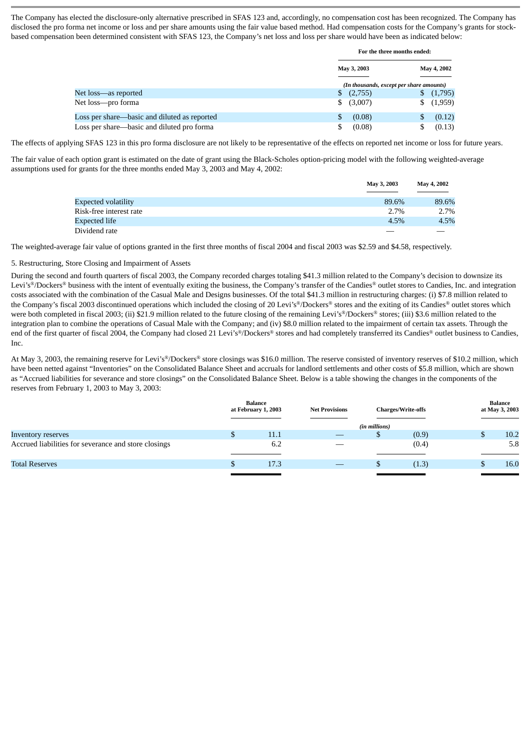The Company has elected the disclosure-only alternative prescribed in SFAS 123 and, accordingly, no compensation cost has been recognized. The Company has disclosed the pro forma net income or loss and per share amounts using the fair value based method. Had compensation costs for the Company's grants for stock-based compensation been determined consistent with SFAS 123, the Company's net loss and loss per share would have been as indicated below:

| | For the three months ended: | |
|---|---|---|
| | May 3, 2003 | May 4, 2002 |
| | *(In thousands, except per share amounts)* | |
| Net loss—as reported | $ (2,755) | $ (1,795) |
| Net loss—pro forma | $ (3,007) | $ (1,959) |
| Loss per share—basic and diluted as reported | $ (0.08) | $ (0.12) |
| Loss per share—basic and diluted pro forma | $ (0.08) | $ (0.13) |

The effects of applying SFAS 123 in this pro forma disclosure are not likely to be representative of the effects on reported net income or loss for future years.

The fair value of each option grant is estimated on the date of grant using the Black-Scholes option-pricing model with the following weighted-average assumptions used for grants for the three months ended May 3, 2003 and May 4, 2002:

| | May 3, 2003 | May 4, 2002 |
|---|---|---|
| Expected volatility | 89.6% | 89.6% |
| Risk-free interest rate | 2.7% | 2.7% |
| Expected life | 4.5% | 4.5% |
| Dividend rate | — | — |

The weighted-average fair value of options granted in the first three months of fiscal 2004 and fiscal 2003 was $2.59 and $4.58, respectively.

5. Restructuring, Store Closing and Impairment of Assets

During the second and fourth quarters of fiscal 2003, the Company recorded charges totaling $41.3 million related to the Company's decision to downsize its Levi's®/Dockers® business with the intent of eventually exiting the business, the Company's transfer of the Candies® outlet stores to Candies, Inc. and integration costs associated with the combination of the Casual Male and Designs businesses. Of the total $41.3 million in restructuring charges: (i) $7.8 million related to the Company's fiscal 2003 discontinued operations which included the closing of 20 Levi's®/Dockers® stores and the exiting of its Candies® outlet stores which were both completed in fiscal 2003; (ii) $21.9 million related to the future closing of the remaining Levi's®/Dockers® stores; (iii) $3.6 million related to the integration plan to combine the operations of Casual Male with the Company; and (iv) $8.0 million related to the impairment of certain tax assets. Through the end of the first quarter of fiscal 2004, the Company had closed 21 Levi's®/Dockers® stores and had completely transferred its Candies® outlet business to Candies, Inc.

At May 3, 2003, the remaining reserve for Levi's®/Dockers® store closings was $16.0 million. The reserve consisted of inventory reserves of $10.2 million, which have been netted against "Inventories" on the Consolidated Balance Sheet and accruals for landlord settlements and other costs of $5.8 million, which are shown as "Accrued liabilities for severance and store closings" on the Consolidated Balance Sheet. Below is a table showing the changes in the components of the reserves from February 1, 2003 to May 3, 2003:

| | Balance at February 1, 2003 | Net Provisions | Charges/Write-offs | Balance at May 3, 2003 |
|---|---|---|---|---|
| | | | *(in millions)* | |
| Inventory reserves | $ 11.1 | — | $ (0.9) | $ 10.2 |
| Accrued liabilities for severance and store closings | 6.2 | — | (0.4) | 5.8 |
| Total Reserves | $ 17.3 | — | $ (1.3) | $ 16.0 |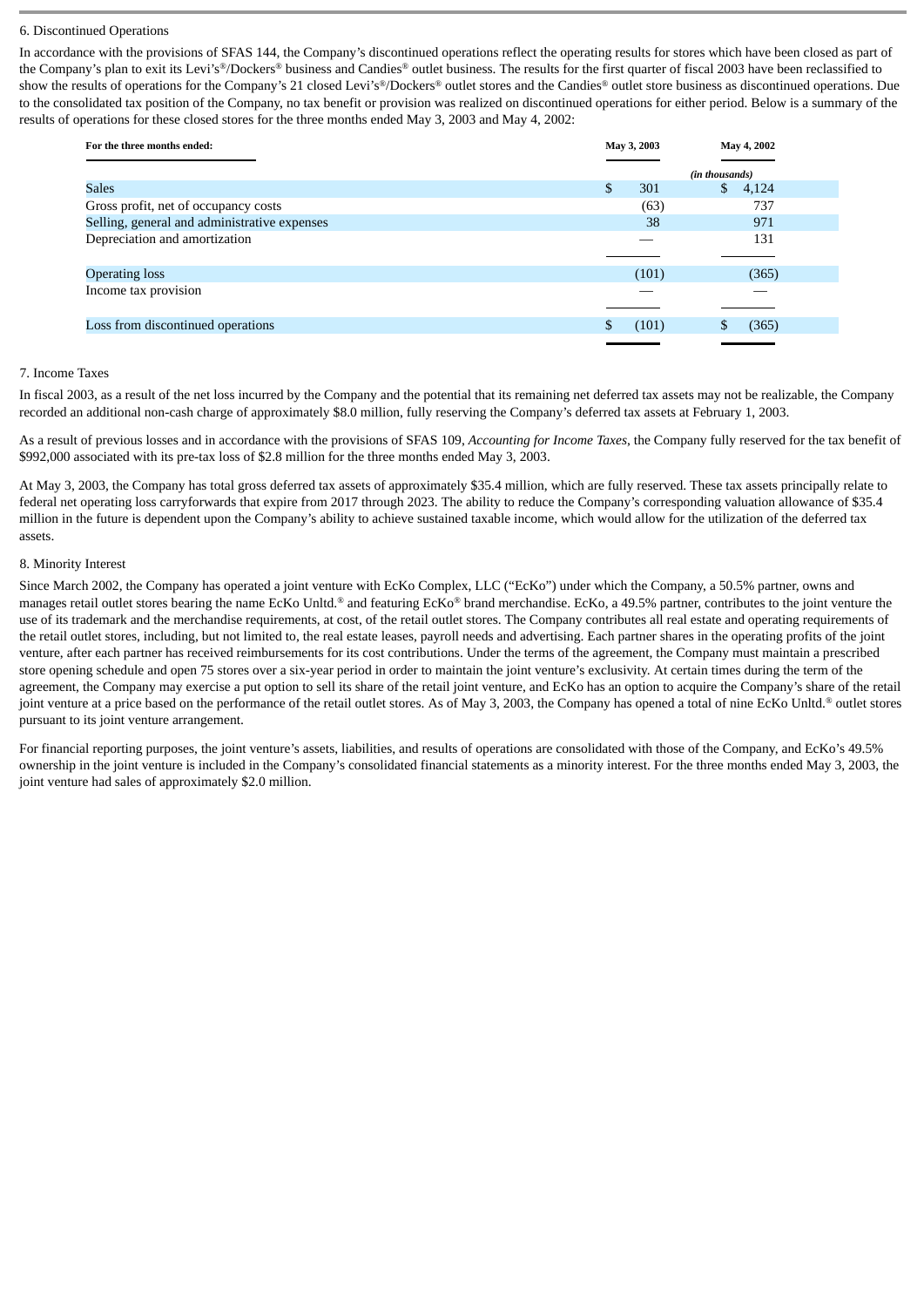6. Discontinued Operations

In accordance with the provisions of SFAS 144, the Company's discontinued operations reflect the operating results for stores which have been closed as part of the Company's plan to exit its Levi's®/Dockers® business and Candies® outlet business. The results for the first quarter of fiscal 2003 have been reclassified to show the results of operations for the Company's 21 closed Levi's®/Dockers® outlet stores and the Candies® outlet store business as discontinued operations. Due to the consolidated tax position of the Company, no tax benefit or provision was realized on discontinued operations for either period. Below is a summary of the results of operations for these closed stores for the three months ended May 3, 2003 and May 4, 2002:

| For the three months ended: | May 3, 2003 | May 4, 2002 |
|---|---|---|
| | (in thousands) | |
| Sales | $ 301 | $ 4,124 |
| Gross profit, net of occupancy costs | (63) | 737 |
| Selling, general and administrative expenses | 38 | 971 |
| Depreciation and amortization | — | 131 |
| Operating loss | (101) | (365) |
| Income tax provision | — | — |
| Loss from discontinued operations | $ (101) | $ (365) |

7. Income Taxes

In fiscal 2003, as a result of the net loss incurred by the Company and the potential that its remaining net deferred tax assets may not be realizable, the Company recorded an additional non-cash charge of approximately $8.0 million, fully reserving the Company's deferred tax assets at February 1, 2003.

As a result of previous losses and in accordance with the provisions of SFAS 109, *Accounting for Income Taxes*, the Company fully reserved for the tax benefit of $992,000 associated with its pre-tax loss of $2.8 million for the three months ended May 3, 2003.

At May 3, 2003, the Company has total gross deferred tax assets of approximately $35.4 million, which are fully reserved. These tax assets principally relate to federal net operating loss carryforwards that expire from 2017 through 2023. The ability to reduce the Company's corresponding valuation allowance of $35.4 million in the future is dependent upon the Company's ability to achieve sustained taxable income, which would allow for the utilization of the deferred tax assets.

8. Minority Interest

Since March 2002, the Company has operated a joint venture with EcKo Complex, LLC ("EcKo") under which the Company, a 50.5% partner, owns and manages retail outlet stores bearing the name EcKo Unltd.® and featuring EcKo® brand merchandise. EcKo, a 49.5% partner, contributes to the joint venture the use of its trademark and the merchandise requirements, at cost, of the retail outlet stores. The Company contributes all real estate and operating requirements of the retail outlet stores, including, but not limited to, the real estate leases, payroll needs and advertising. Each partner shares in the operating profits of the joint venture, after each partner has received reimbursements for its cost contributions. Under the terms of the agreement, the Company must maintain a prescribed store opening schedule and open 75 stores over a six-year period in order to maintain the joint venture's exclusivity. At certain times during the term of the agreement, the Company may exercise a put option to sell its share of the retail joint venture, and EcKo has an option to acquire the Company's share of the retail joint venture at a price based on the performance of the retail outlet stores. As of May 3, 2003, the Company has opened a total of nine EcKo Unltd.® outlet stores pursuant to its joint venture arrangement.

For financial reporting purposes, the joint venture's assets, liabilities, and results of operations are consolidated with those of the Company, and EcKo's 49.5% ownership in the joint venture is included in the Company's consolidated financial statements as a minority interest. For the three months ended May 3, 2003, the joint venture had sales of approximately $2.0 million.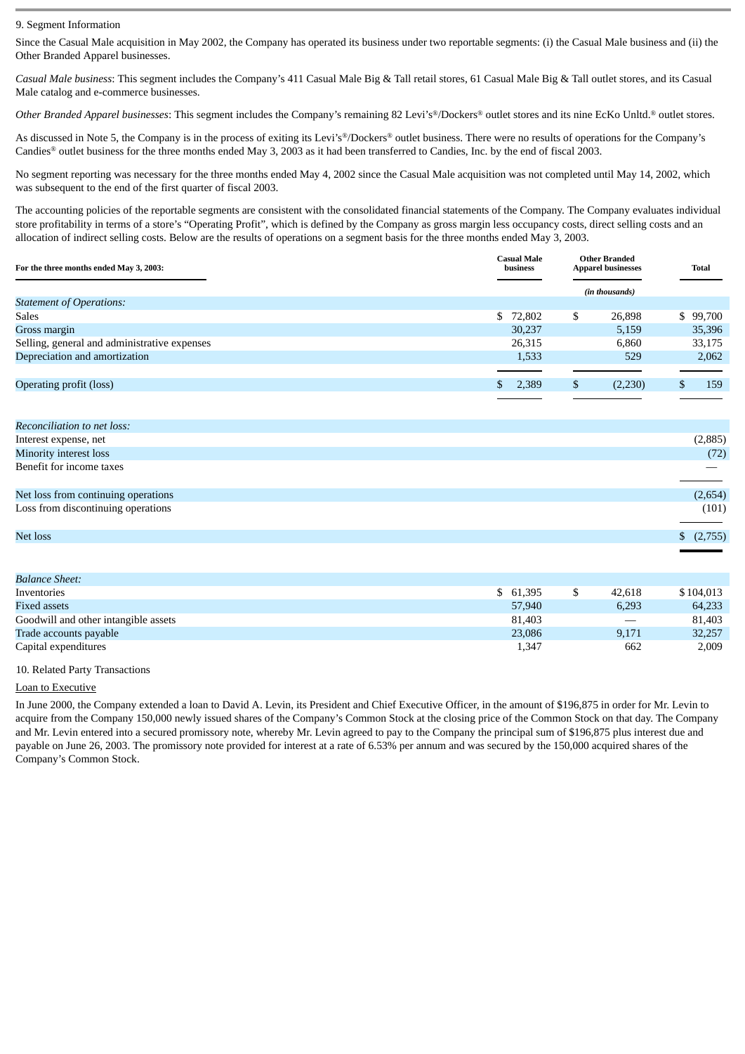9. Segment Information

Since the Casual Male acquisition in May 2002, the Company has operated its business under two reportable segments: (i) the Casual Male business and (ii) the Other Branded Apparel businesses.

*Casual Male business*: This segment includes the Company's 411 Casual Male Big & Tall retail stores, 61 Casual Male Big & Tall outlet stores, and its Casual Male catalog and e-commerce businesses.

*Other Branded Apparel businesses*: This segment includes the Company's remaining 82 Levi's®/Dockers® outlet stores and its nine EcKo Unltd.® outlet stores.

As discussed in Note 5, the Company is in the process of exiting its Levi's®/Dockers® outlet business. There were no results of operations for the Company's Candies® outlet business for the three months ended May 3, 2003 as it had been transferred to Candies, Inc. by the end of fiscal 2003.

No segment reporting was necessary for the three months ended May 4, 2002 since the Casual Male acquisition was not completed until May 14, 2002, which was subsequent to the end of the first quarter of fiscal 2003.

The accounting policies of the reportable segments are consistent with the consolidated financial statements of the Company. The Company evaluates individual store profitability in terms of a store's "Operating Profit", which is defined by the Company as gross margin less occupancy costs, direct selling costs and an allocation of indirect selling costs. Below are the results of operations on a segment basis for the three months ended May 3, 2003.

| For the three months ended May 3, 2003: | Casual Male business | Other Branded Apparel businesses | Total |
|---|---|---|---|
| | | (in thousands) | |
| *Statement of Operations:* | | | |
| Sales | $ 72,802 | $ 26,898 | $ 99,700 |
| Gross margin | 30,237 | 5,159 | 35,396 |
| Selling, general and administrative expenses | 26,315 | 6,860 | 33,175 |
| Depreciation and amortization | 1,533 | 529 | 2,062 |
| Operating profit (loss) | $ 2,389 | $ (2,230) | $ 159 |
| *Reconciliation to net loss:* | | | |
| Interest expense, net | | | (2,885) |
| Minority interest loss | | | (72) |
| Benefit for income taxes | | | — |
| Net loss from continuing operations | | | (2,654) |
| Loss from discontinuing operations | | | (101) |
| Net loss | | | $ (2,755) |
| *Balance Sheet:* | | | |
| Inventories | $ 61,395 | $ 42,618 | $104,013 |
| Fixed assets | 57,940 | 6,293 | 64,233 |
| Goodwill and other intangible assets | 81,403 | — | 81,403 |
| Trade accounts payable | 23,086 | 9,171 | 32,257 |
| Capital expenditures | 1,347 | 662 | 2,009 |

10. Related Party Transactions

Loan to Executive

In June 2000, the Company extended a loan to David A. Levin, its President and Chief Executive Officer, in the amount of $196,875 in order for Mr. Levin to acquire from the Company 150,000 newly issued shares of the Company's Common Stock at the closing price of the Common Stock on that day. The Company and Mr. Levin entered into a secured promissory note, whereby Mr. Levin agreed to pay to the Company the principal sum of $196,875 plus interest due and payable on June 26, 2003. The promissory note provided for interest at a rate of 6.53% per annum and was secured by the 150,000 acquired shares of the Company's Common Stock.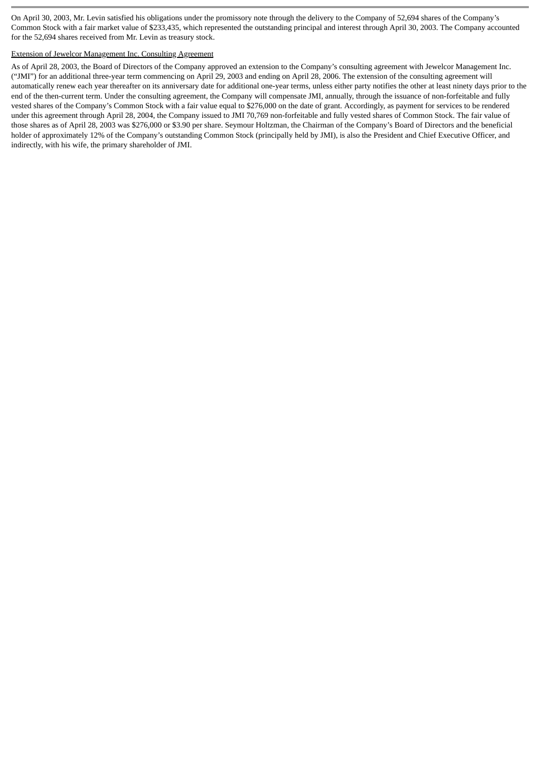On April 30, 2003, Mr. Levin satisfied his obligations under the promissory note through the delivery to the Company of 52,694 shares of the Company's Common Stock with a fair market value of $233,435, which represented the outstanding principal and interest through April 30, 2003. The Company accounted for the 52,694 shares received from Mr. Levin as treasury stock.

Extension of Jewelcor Management Inc. Consulting Agreement

As of April 28, 2003, the Board of Directors of the Company approved an extension to the Company's consulting agreement with Jewelcor Management Inc. ("JMI") for an additional three-year term commencing on April 29, 2003 and ending on April 28, 2006. The extension of the consulting agreement will automatically renew each year thereafter on its anniversary date for additional one-year terms, unless either party notifies the other at least ninety days prior to the end of the then-current term. Under the consulting agreement, the Company will compensate JMI, annually, through the issuance of non-forfeitable and fully vested shares of the Company's Common Stock with a fair value equal to $276,000 on the date of grant. Accordingly, as payment for services to be rendered under this agreement through April 28, 2004, the Company issued to JMI 70,769 non-forfeitable and fully vested shares of Common Stock. The fair value of those shares as of April 28, 2003 was $276,000 or $3.90 per share. Seymour Holtzman, the Chairman of the Company's Board of Directors and the beneficial holder of approximately 12% of the Company's outstanding Common Stock (principally held by JMI), is also the President and Chief Executive Officer, and indirectly, with his wife, the primary shareholder of JMI.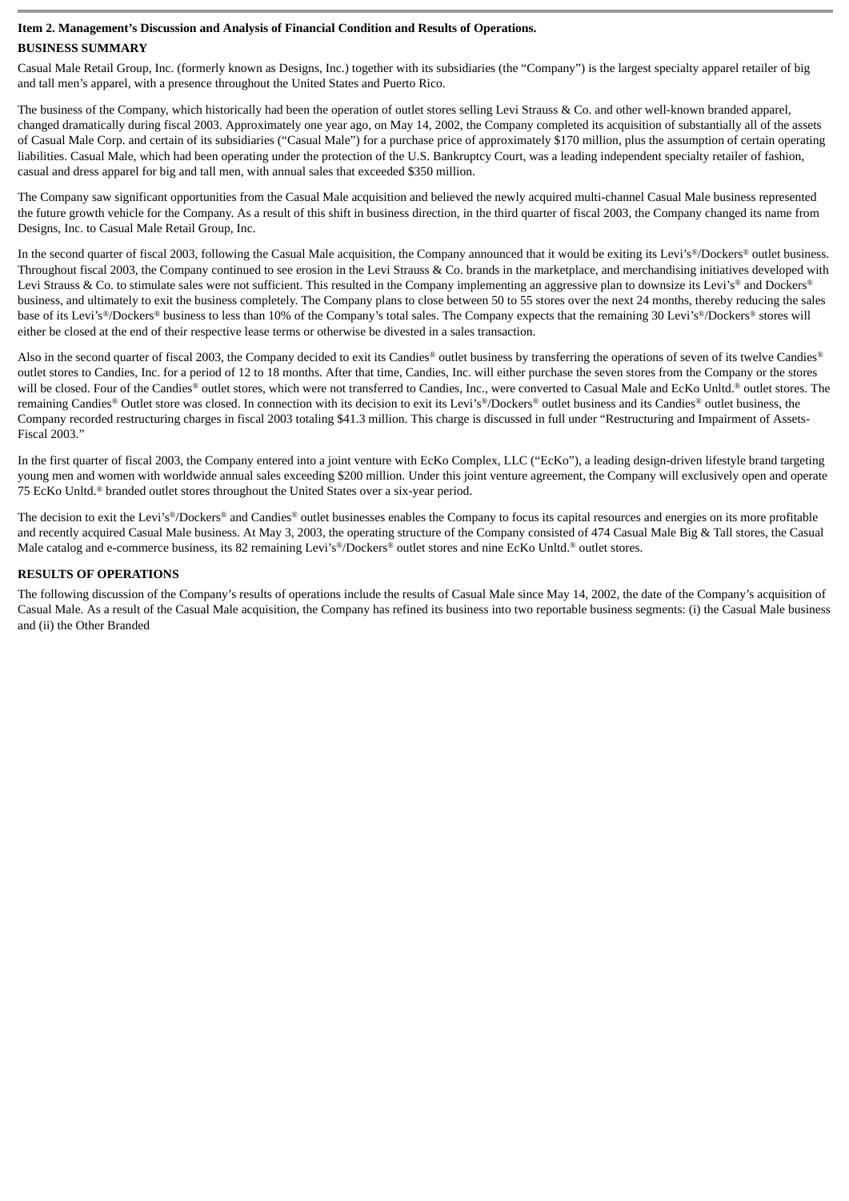**Item 2. Management's Discussion and Analysis of Financial Condition and Results of Operations.**

**BUSINESS SUMMARY**

Casual Male Retail Group, Inc. (formerly known as Designs, Inc.) together with its subsidiaries (the "Company") is the largest specialty apparel retailer of big and tall men's apparel, with a presence throughout the United States and Puerto Rico.

The business of the Company, which historically had been the operation of outlet stores selling Levi Strauss & Co. and other well-known branded apparel, changed dramatically during fiscal 2003. Approximately one year ago, on May 14, 2002, the Company completed its acquisition of substantially all of the assets of Casual Male Corp. and certain of its subsidiaries ("Casual Male") for a purchase price of approximately $170 million, plus the assumption of certain operating liabilities. Casual Male, which had been operating under the protection of the U.S. Bankruptcy Court, was a leading independent specialty retailer of fashion, casual and dress apparel for big and tall men, with annual sales that exceeded $350 million.

The Company saw significant opportunities from the Casual Male acquisition and believed the newly acquired multi-channel Casual Male business represented the future growth vehicle for the Company. As a result of this shift in business direction, in the third quarter of fiscal 2003, the Company changed its name from Designs, Inc. to Casual Male Retail Group, Inc.

In the second quarter of fiscal 2003, following the Casual Male acquisition, the Company announced that it would be exiting its Levi's®/Dockers® outlet business. Throughout fiscal 2003, the Company continued to see erosion in the Levi Strauss & Co. brands in the marketplace, and merchandising initiatives developed with Levi Strauss & Co. to stimulate sales were not sufficient. This resulted in the Company implementing an aggressive plan to downsize its Levi's® and Dockers® business, and ultimately to exit the business completely. The Company plans to close between 50 to 55 stores over the next 24 months, thereby reducing the sales base of its Levi's®/Dockers® business to less than 10% of the Company's total sales. The Company expects that the remaining 30 Levi's®/Dockers® stores will either be closed at the end of their respective lease terms or otherwise be divested in a sales transaction.

Also in the second quarter of fiscal 2003, the Company decided to exit its Candies® outlet business by transferring the operations of seven of its twelve Candies® outlet stores to Candies, Inc. for a period of 12 to 18 months. After that time, Candies, Inc. will either purchase the seven stores from the Company or the stores will be closed. Four of the Candies® outlet stores, which were not transferred to Candies, Inc., were converted to Casual Male and EcKo Unltd.® outlet stores. The remaining Candies® Outlet store was closed. In connection with its decision to exit its Levi's®/Dockers® outlet business and its Candies® outlet business, the Company recorded restructuring charges in fiscal 2003 totaling $41.3 million. This charge is discussed in full under "Restructuring and Impairment of Assets-Fiscal 2003."

In the first quarter of fiscal 2003, the Company entered into a joint venture with EcKo Complex, LLC ("EcKo"), a leading design-driven lifestyle brand targeting young men and women with worldwide annual sales exceeding $200 million. Under this joint venture agreement, the Company will exclusively open and operate 75 EcKo Unltd.® branded outlet stores throughout the United States over a six-year period.

The decision to exit the Levi's®/Dockers® and Candies® outlet businesses enables the Company to focus its capital resources and energies on its more profitable and recently acquired Casual Male business. At May 3, 2003, the operating structure of the Company consisted of 474 Casual Male Big & Tall stores, the Casual Male catalog and e-commerce business, its 82 remaining Levi's®/Dockers® outlet stores and nine EcKo Unltd.® outlet stores.

**RESULTS OF OPERATIONS**

The following discussion of the Company's results of operations include the results of Casual Male since May 14, 2002, the date of the Company's acquisition of Casual Male. As a result of the Casual Male acquisition, the Company has refined its business into two reportable business segments: (i) the Casual Male business and (ii) the Other Branded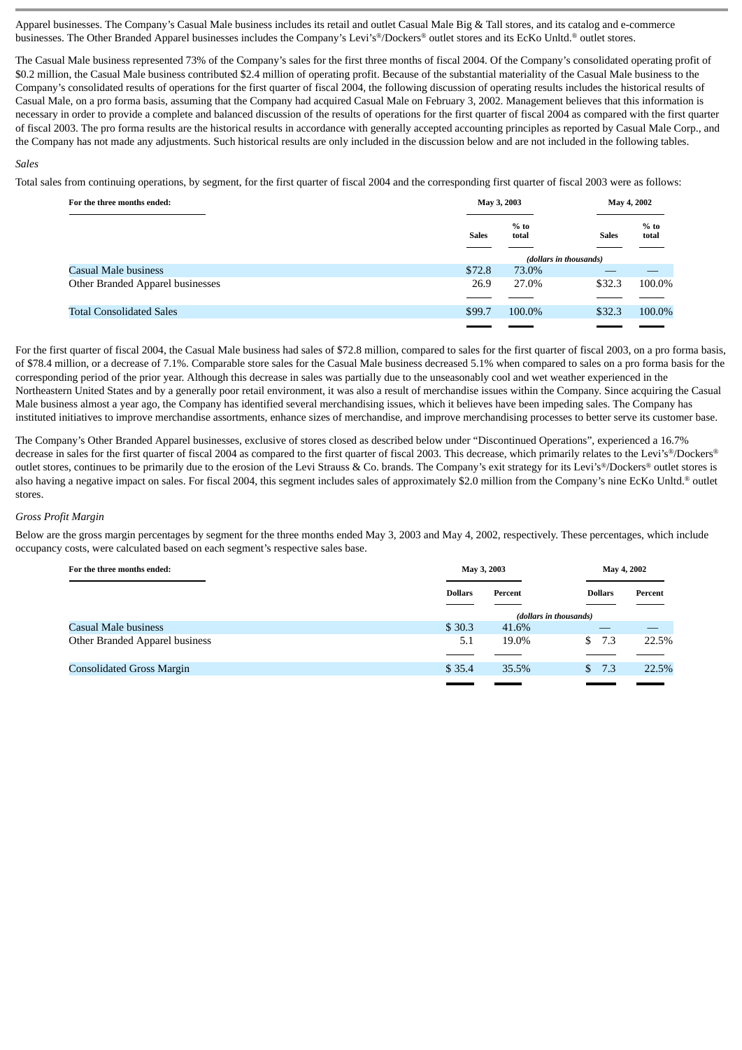Apparel businesses. The Company's Casual Male business includes its retail and outlet Casual Male Big & Tall stores, and its catalog and e-commerce businesses. The Other Branded Apparel businesses includes the Company's Levi's®/Dockers® outlet stores and its EcKo Unltd.® outlet stores.

The Casual Male business represented 73% of the Company's sales for the first three months of fiscal 2004. Of the Company's consolidated operating profit of $0.2 million, the Casual Male business contributed $2.4 million of operating profit. Because of the substantial materiality of the Casual Male business to the Company's consolidated results of operations for the first quarter of fiscal 2004, the following discussion of operating results includes the historical results of Casual Male, on a pro forma basis, assuming that the Company had acquired Casual Male on February 3, 2002. Management believes that this information is necessary in order to provide a complete and balanced discussion of the results of operations for the first quarter of fiscal 2004 as compared with the first quarter of fiscal 2003. The pro forma results are the historical results in accordance with generally accepted accounting principles as reported by Casual Male Corp., and the Company has not made any adjustments. Such historical results are only included in the discussion below and are not included in the following tables.

*Sales*

Total sales from continuing operations, by segment, for the first quarter of fiscal 2004 and the corresponding first quarter of fiscal 2003 were as follows:

| For the three months ended: | May 3, 2003 | | May 4, 2002 | |
|---|---|---|---|---|
| | Sales | % to total | Sales | % to total |
| | *(dollars in thousands)* | | | |
| Casual Male business | $72.8 | 73.0% | — | — |
| Other Branded Apparel businesses | 26.9 | 27.0% | $32.3 | 100.0% |
| Total Consolidated Sales | $99.7 | 100.0% | $32.3 | 100.0% |

For the first quarter of fiscal 2004, the Casual Male business had sales of $72.8 million, compared to sales for the first quarter of fiscal 2003, on a pro forma basis, of $78.4 million, or a decrease of 7.1%. Comparable store sales for the Casual Male business decreased 5.1% when compared to sales on a pro forma basis for the corresponding period of the prior year. Although this decrease in sales was partially due to the unseasonably cool and wet weather experienced in the Northeastern United States and by a generally poor retail environment, it was also a result of merchandise issues within the Company. Since acquiring the Casual Male business almost a year ago, the Company has identified several merchandising issues, which it believes have been impeding sales. The Company has instituted initiatives to improve merchandise assortments, enhance sizes of merchandise, and improve merchandising processes to better serve its customer base.

The Company's Other Branded Apparel businesses, exclusive of stores closed as described below under "Discontinued Operations", experienced a 16.7% decrease in sales for the first quarter of fiscal 2004 as compared to the first quarter of fiscal 2003. This decrease, which primarily relates to the Levi's®/Dockers® outlet stores, continues to be primarily due to the erosion of the Levi Strauss & Co. brands. The Company's exit strategy for its Levi's®/Dockers® outlet stores is also having a negative impact on sales. For fiscal 2004, this segment includes sales of approximately $2.0 million from the Company's nine EcKo Unltd.® outlet stores.

*Gross Profit Margin*

Below are the gross margin percentages by segment for the three months ended May 3, 2003 and May 4, 2002, respectively. These percentages, which include occupancy costs, were calculated based on each segment's respective sales base.

| For the three months ended: | May 3, 2003 | | May 4, 2002 | |
|---|---|---|---|---|
| | Dollars | Percent | Dollars | Percent |
| | *(dollars in thousands)* | | | |
| Casual Male business | $ 30.3 | 41.6% | — | — |
| Other Branded Apparel business | 5.1 | 19.0% | $ 7.3 | 22.5% |
| Consolidated Gross Margin | $ 35.4 | 35.5% | $ 7.3 | 22.5% |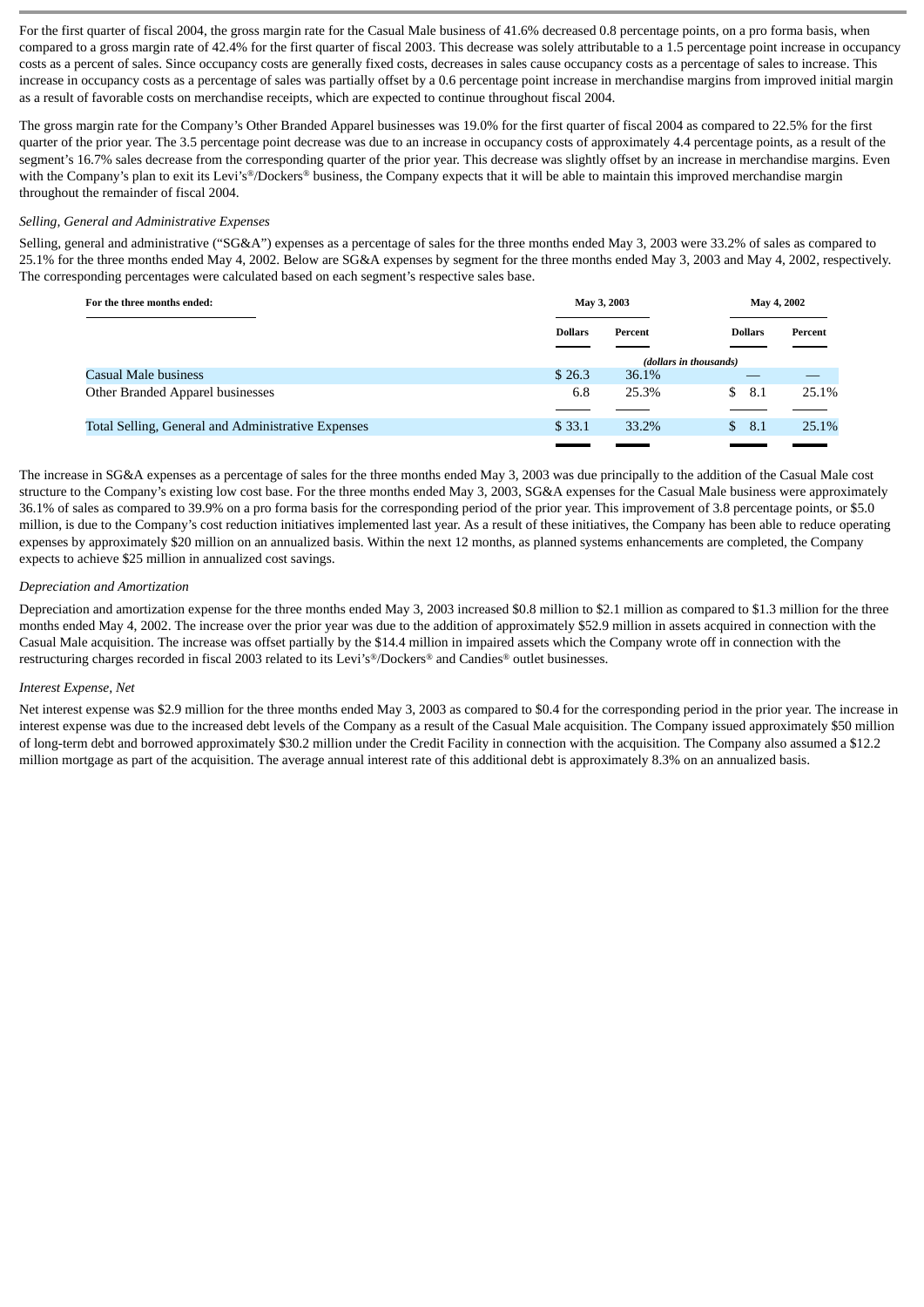For the first quarter of fiscal 2004, the gross margin rate for the Casual Male business of 41.6% decreased 0.8 percentage points, on a pro forma basis, when compared to a gross margin rate of 42.4% for the first quarter of fiscal 2003. This decrease was solely attributable to a 1.5 percentage point increase in occupancy costs as a percent of sales. Since occupancy costs are generally fixed costs, decreases in sales cause occupancy costs as a percentage of sales to increase. This increase in occupancy costs as a percentage of sales was partially offset by a 0.6 percentage point increase in merchandise margins from improved initial margin as a result of favorable costs on merchandise receipts, which are expected to continue throughout fiscal 2004.

The gross margin rate for the Company's Other Branded Apparel businesses was 19.0% for the first quarter of fiscal 2004 as compared to 22.5% for the first quarter of the prior year. The 3.5 percentage point decrease was due to an increase in occupancy costs of approximately 4.4 percentage points, as a result of the segment's 16.7% sales decrease from the corresponding quarter of the prior year. This decrease was slightly offset by an increase in merchandise margins. Even with the Company's plan to exit its Levi's®/Dockers® business, the Company expects that it will be able to maintain this improved merchandise margin throughout the remainder of fiscal 2004.

*Selling, General and Administrative Expenses*

Selling, general and administrative ("SG&A") expenses as a percentage of sales for the three months ended May 3, 2003 were 33.2% of sales as compared to 25.1% for the three months ended May 4, 2002. Below are SG&A expenses by segment for the three months ended May 3, 2003 and May 4, 2002, respectively. The corresponding percentages were calculated based on each segment's respective sales base.

| For the three months ended: | May 3, 2003 | | May 4, 2002 | |
|---|---|---|---|---|
| | Dollars | Percent | Dollars | Percent |
| | *(dollars in thousands)* | | | |
| Casual Male business | $ 26.3 | 36.1% | — | — |
| Other Branded Apparel businesses | 6.8 | 25.3% | $ 8.1 | 25.1% |
| Total Selling, General and Administrative Expenses | $ 33.1 | 33.2% | $ 8.1 | 25.1% |

The increase in SG&A expenses as a percentage of sales for the three months ended May 3, 2003 was due principally to the addition of the Casual Male cost structure to the Company's existing low cost base. For the three months ended May 3, 2003, SG&A expenses for the Casual Male business were approximately 36.1% of sales as compared to 39.9% on a pro forma basis for the corresponding period of the prior year. This improvement of 3.8 percentage points, or $5.0 million, is due to the Company's cost reduction initiatives implemented last year. As a result of these initiatives, the Company has been able to reduce operating expenses by approximately $20 million on an annualized basis. Within the next 12 months, as planned systems enhancements are completed, the Company expects to achieve $25 million in annualized cost savings.

*Depreciation and Amortization*

Depreciation and amortization expense for the three months ended May 3, 2003 increased $0.8 million to $2.1 million as compared to $1.3 million for the three months ended May 4, 2002. The increase over the prior year was due to the addition of approximately $52.9 million in assets acquired in connection with the Casual Male acquisition. The increase was offset partially by the $14.4 million in impaired assets which the Company wrote off in connection with the restructuring charges recorded in fiscal 2003 related to its Levi's®/Dockers® and Candies® outlet businesses.

*Interest Expense, Net*

Net interest expense was $2.9 million for the three months ended May 3, 2003 as compared to $0.4 for the corresponding period in the prior year. The increase in interest expense was due to the increased debt levels of the Company as a result of the Casual Male acquisition. The Company issued approximately $50 million of long-term debt and borrowed approximately $30.2 million under the Credit Facility in connection with the acquisition. The Company also assumed a $12.2 million mortgage as part of the acquisition. The average annual interest rate of this additional debt is approximately 8.3% on an annualized basis.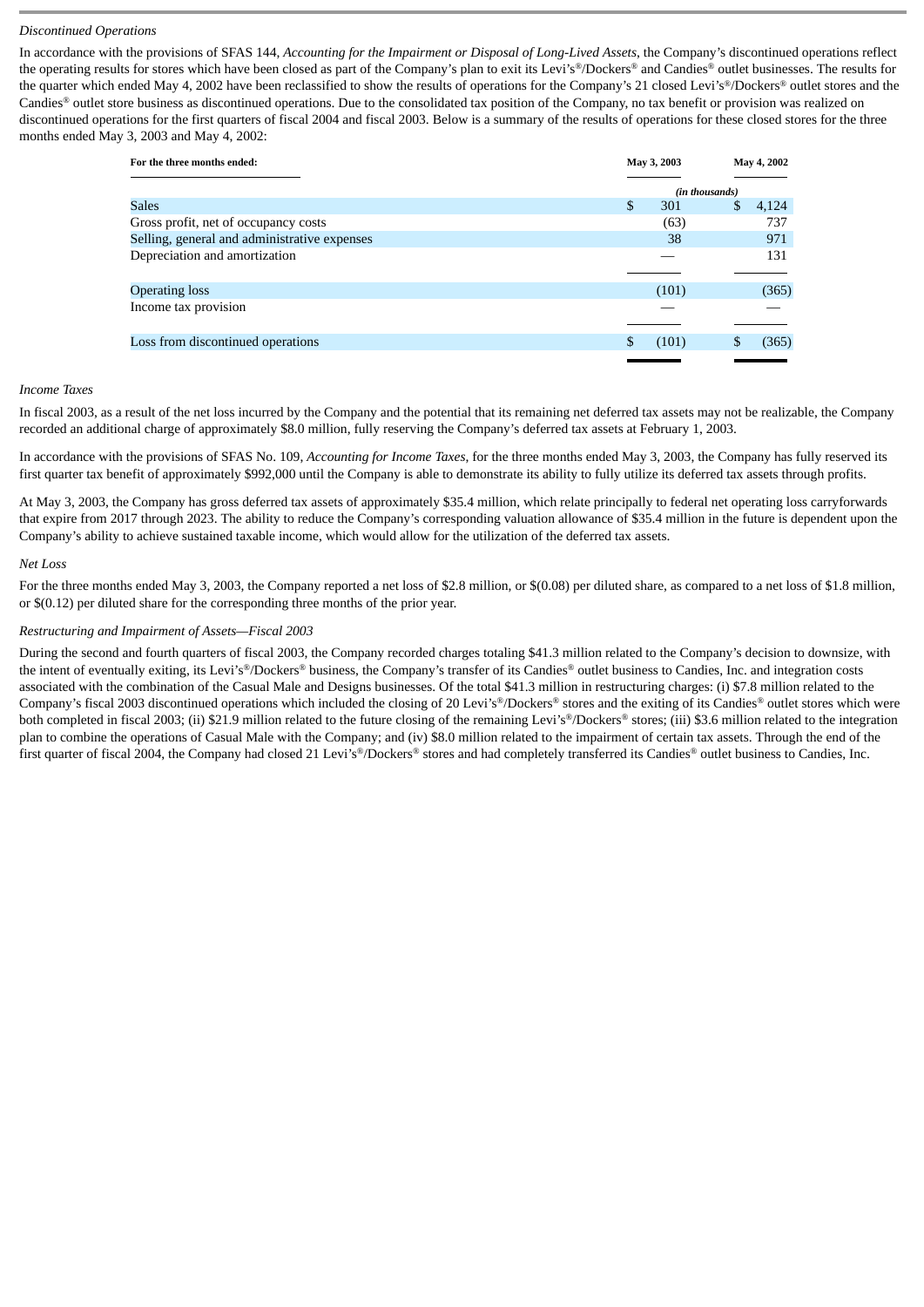*Discontinued Operations*

In accordance with the provisions of SFAS 144, *Accounting for the Impairment or Disposal of Long-Lived Assets*, the Company's discontinued operations reflect the operating results for stores which have been closed as part of the Company's plan to exit its Levi's®/Dockers® and Candies® outlet businesses. The results for the quarter which ended May 4, 2002 have been reclassified to show the results of operations for the Company's 21 closed Levi's®/Dockers® outlet stores and the Candies® outlet store business as discontinued operations. Due to the consolidated tax position of the Company, no tax benefit or provision was realized on discontinued operations for the first quarters of fiscal 2004 and fiscal 2003. Below is a summary of the results of operations for these closed stores for the three months ended May 3, 2003 and May 4, 2002:

| For the three months ended: | May 3, 2003 | May 4, 2002 |
|---|---|---|
| | *(in thousands)* | |
| Sales | $ 301 | $ 4,124 |
| Gross profit, net of occupancy costs | (63) | 737 |
| Selling, general and administrative expenses | 38 | 971 |
| Depreciation and amortization | — | 131 |
| Operating loss | (101) | (365) |
| Income tax provision | — | — |
| Loss from discontinued operations | $ (101) | $ (365) |

*Income Taxes*

In fiscal 2003, as a result of the net loss incurred by the Company and the potential that its remaining net deferred tax assets may not be realizable, the Company recorded an additional charge of approximately $8.0 million, fully reserving the Company's deferred tax assets at February 1, 2003.

In accordance with the provisions of SFAS No. 109, *Accounting for Income Taxes*, for the three months ended May 3, 2003, the Company has fully reserved its first quarter tax benefit of approximately $992,000 until the Company is able to demonstrate its ability to fully utilize its deferred tax assets through profits.

At May 3, 2003, the Company has gross deferred tax assets of approximately $35.4 million, which relate principally to federal net operating loss carryforwards that expire from 2017 through 2023. The ability to reduce the Company's corresponding valuation allowance of $35.4 million in the future is dependent upon the Company's ability to achieve sustained taxable income, which would allow for the utilization of the deferred tax assets.

*Net Loss*

For the three months ended May 3, 2003, the Company reported a net loss of $2.8 million, or $(0.08) per diluted share, as compared to a net loss of $1.8 million, or $(0.12) per diluted share for the corresponding three months of the prior year.

*Restructuring and Impairment of Assets—Fiscal 2003*

During the second and fourth quarters of fiscal 2003, the Company recorded charges totaling $41.3 million related to the Company's decision to downsize, with the intent of eventually exiting, its Levi's®/Dockers® business, the Company's transfer of its Candies® outlet business to Candies, Inc. and integration costs associated with the combination of the Casual Male and Designs businesses. Of the total $41.3 million in restructuring charges: (i) $7.8 million related to the Company's fiscal 2003 discontinued operations which included the closing of 20 Levi's®/Dockers® stores and the exiting of its Candies® outlet stores which were both completed in fiscal 2003; (ii) $21.9 million related to the future closing of the remaining Levi's®/Dockers® stores; (iii) $3.6 million related to the integration plan to combine the operations of Casual Male with the Company; and (iv) $8.0 million related to the impairment of certain tax assets. Through the end of the first quarter of fiscal 2004, the Company had closed 21 Levi's®/Dockers® stores and had completely transferred its Candies® outlet business to Candies, Inc.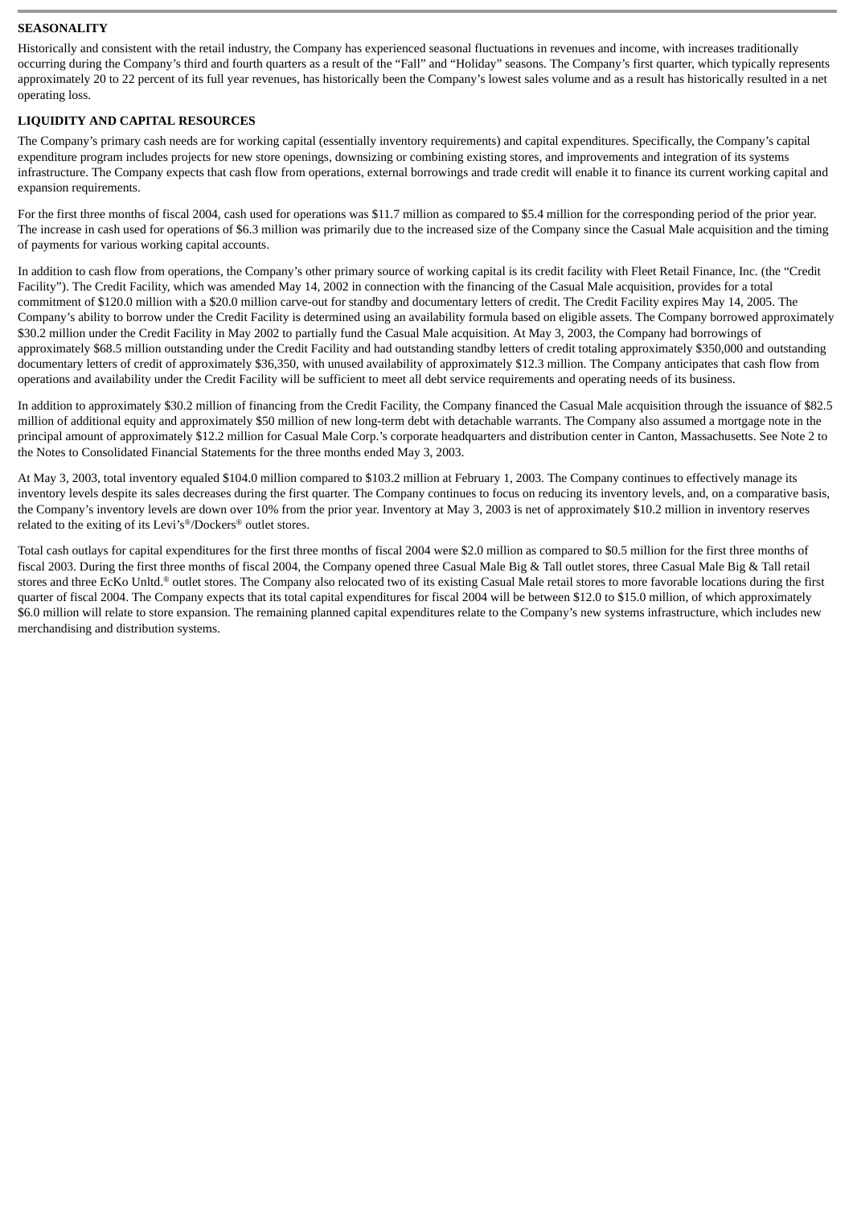**SEASONALITY**

Historically and consistent with the retail industry, the Company has experienced seasonal fluctuations in revenues and income, with increases traditionally occurring during the Company's third and fourth quarters as a result of the "Fall" and "Holiday" seasons. The Company's first quarter, which typically represents approximately 20 to 22 percent of its full year revenues, has historically been the Company's lowest sales volume and as a result has historically resulted in a net operating loss.

**LIQUIDITY AND CAPITAL RESOURCES**

The Company's primary cash needs are for working capital (essentially inventory requirements) and capital expenditures. Specifically, the Company's capital expenditure program includes projects for new store openings, downsizing or combining existing stores, and improvements and integration of its systems infrastructure. The Company expects that cash flow from operations, external borrowings and trade credit will enable it to finance its current working capital and expansion requirements.

For the first three months of fiscal 2004, cash used for operations was $11.7 million as compared to $5.4 million for the corresponding period of the prior year. The increase in cash used for operations of $6.3 million was primarily due to the increased size of the Company since the Casual Male acquisition and the timing of payments for various working capital accounts.

In addition to cash flow from operations, the Company's other primary source of working capital is its credit facility with Fleet Retail Finance, Inc. (the "Credit Facility"). The Credit Facility, which was amended May 14, 2002 in connection with the financing of the Casual Male acquisition, provides for a total commitment of $120.0 million with a $20.0 million carve-out for standby and documentary letters of credit. The Credit Facility expires May 14, 2005. The Company's ability to borrow under the Credit Facility is determined using an availability formula based on eligible assets. The Company borrowed approximately $30.2 million under the Credit Facility in May 2002 to partially fund the Casual Male acquisition. At May 3, 2003, the Company had borrowings of approximately $68.5 million outstanding under the Credit Facility and had outstanding standby letters of credit totaling approximately $350,000 and outstanding documentary letters of credit of approximately $36,350, with unused availability of approximately $12.3 million. The Company anticipates that cash flow from operations and availability under the Credit Facility will be sufficient to meet all debt service requirements and operating needs of its business.

In addition to approximately $30.2 million of financing from the Credit Facility, the Company financed the Casual Male acquisition through the issuance of $82.5 million of additional equity and approximately $50 million of new long-term debt with detachable warrants. The Company also assumed a mortgage note in the principal amount of approximately $12.2 million for Casual Male Corp.'s corporate headquarters and distribution center in Canton, Massachusetts. See Note 2 to the Notes to Consolidated Financial Statements for the three months ended May 3, 2003.

At May 3, 2003, total inventory equaled $104.0 million compared to $103.2 million at February 1, 2003. The Company continues to effectively manage its inventory levels despite its sales decreases during the first quarter. The Company continues to focus on reducing its inventory levels, and, on a comparative basis, the Company's inventory levels are down over 10% from the prior year. Inventory at May 3, 2003 is net of approximately $10.2 million in inventory reserves related to the exiting of its Levi's®/Dockers® outlet stores.

Total cash outlays for capital expenditures for the first three months of fiscal 2004 were $2.0 million as compared to $0.5 million for the first three months of fiscal 2003. During the first three months of fiscal 2004, the Company opened three Casual Male Big & Tall outlet stores, three Casual Male Big & Tall retail stores and three EcKo Unltd.® outlet stores. The Company also relocated two of its existing Casual Male retail stores to more favorable locations during the first quarter of fiscal 2004. The Company expects that its total capital expenditures for fiscal 2004 will be between $12.0 to $15.0 million, of which approximately $6.0 million will relate to store expansion. The remaining planned capital expenditures relate to the Company's new systems infrastructure, which includes new merchandising and distribution systems.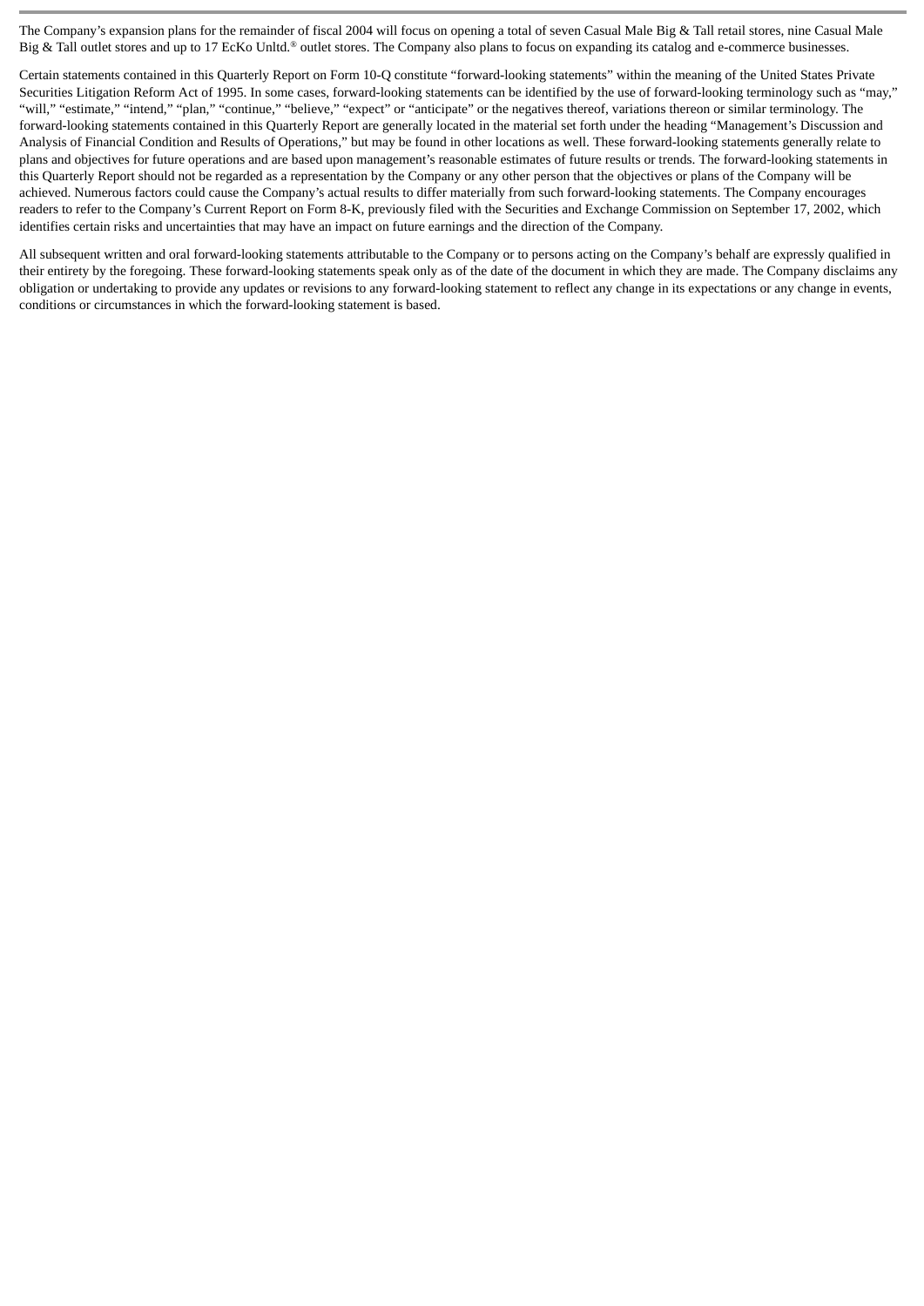The Company's expansion plans for the remainder of fiscal 2004 will focus on opening a total of seven Casual Male Big & Tall retail stores, nine Casual Male Big & Tall outlet stores and up to 17 EcKo Unltd.® outlet stores. The Company also plans to focus on expanding its catalog and e-commerce businesses.

Certain statements contained in this Quarterly Report on Form 10-Q constitute "forward-looking statements" within the meaning of the United States Private Securities Litigation Reform Act of 1995. In some cases, forward-looking statements can be identified by the use of forward-looking terminology such as "may," "will," "estimate," "intend," "plan," "continue," "believe," "expect" or "anticipate" or the negatives thereof, variations thereon or similar terminology. The forward-looking statements contained in this Quarterly Report are generally located in the material set forth under the heading "Management's Discussion and Analysis of Financial Condition and Results of Operations," but may be found in other locations as well. These forward-looking statements generally relate to plans and objectives for future operations and are based upon management's reasonable estimates of future results or trends. The forward-looking statements in this Quarterly Report should not be regarded as a representation by the Company or any other person that the objectives or plans of the Company will be achieved. Numerous factors could cause the Company's actual results to differ materially from such forward-looking statements. The Company encourages readers to refer to the Company's Current Report on Form 8-K, previously filed with the Securities and Exchange Commission on September 17, 2002, which identifies certain risks and uncertainties that may have an impact on future earnings and the direction of the Company.

All subsequent written and oral forward-looking statements attributable to the Company or to persons acting on the Company's behalf are expressly qualified in their entirety by the foregoing. These forward-looking statements speak only as of the date of the document in which they are made. The Company disclaims any obligation or undertaking to provide any updates or revisions to any forward-looking statement to reflect any change in its expectations or any change in events, conditions or circumstances in which the forward-looking statement is based.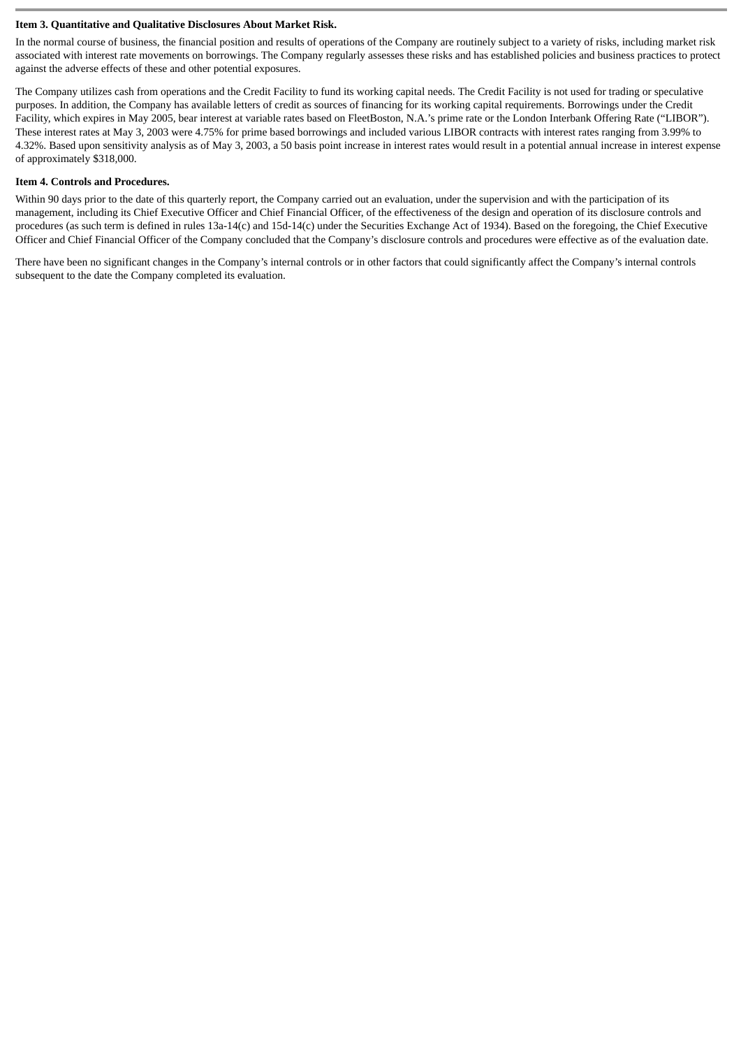**Item 3. Quantitative and Qualitative Disclosures About Market Risk.**

In the normal course of business, the financial position and results of operations of the Company are routinely subject to a variety of risks, including market risk associated with interest rate movements on borrowings. The Company regularly assesses these risks and has established policies and business practices to protect against the adverse effects of these and other potential exposures.

The Company utilizes cash from operations and the Credit Facility to fund its working capital needs. The Credit Facility is not used for trading or speculative purposes. In addition, the Company has available letters of credit as sources of financing for its working capital requirements. Borrowings under the Credit Facility, which expires in May 2005, bear interest at variable rates based on FleetBoston, N.A.'s prime rate or the London Interbank Offering Rate ("LIBOR"). These interest rates at May 3, 2003 were 4.75% for prime based borrowings and included various LIBOR contracts with interest rates ranging from 3.99% to 4.32%. Based upon sensitivity analysis as of May 3, 2003, a 50 basis point increase in interest rates would result in a potential annual increase in interest expense of approximately $318,000.

**Item 4. Controls and Procedures.**

Within 90 days prior to the date of this quarterly report, the Company carried out an evaluation, under the supervision and with the participation of its management, including its Chief Executive Officer and Chief Financial Officer, of the effectiveness of the design and operation of its disclosure controls and procedures (as such term is defined in rules 13a-14(c) and 15d-14(c) under the Securities Exchange Act of 1934). Based on the foregoing, the Chief Executive Officer and Chief Financial Officer of the Company concluded that the Company's disclosure controls and procedures were effective as of the evaluation date.

There have been no significant changes in the Company's internal controls or in other factors that could significantly affect the Company's internal controls subsequent to the date the Company completed its evaluation.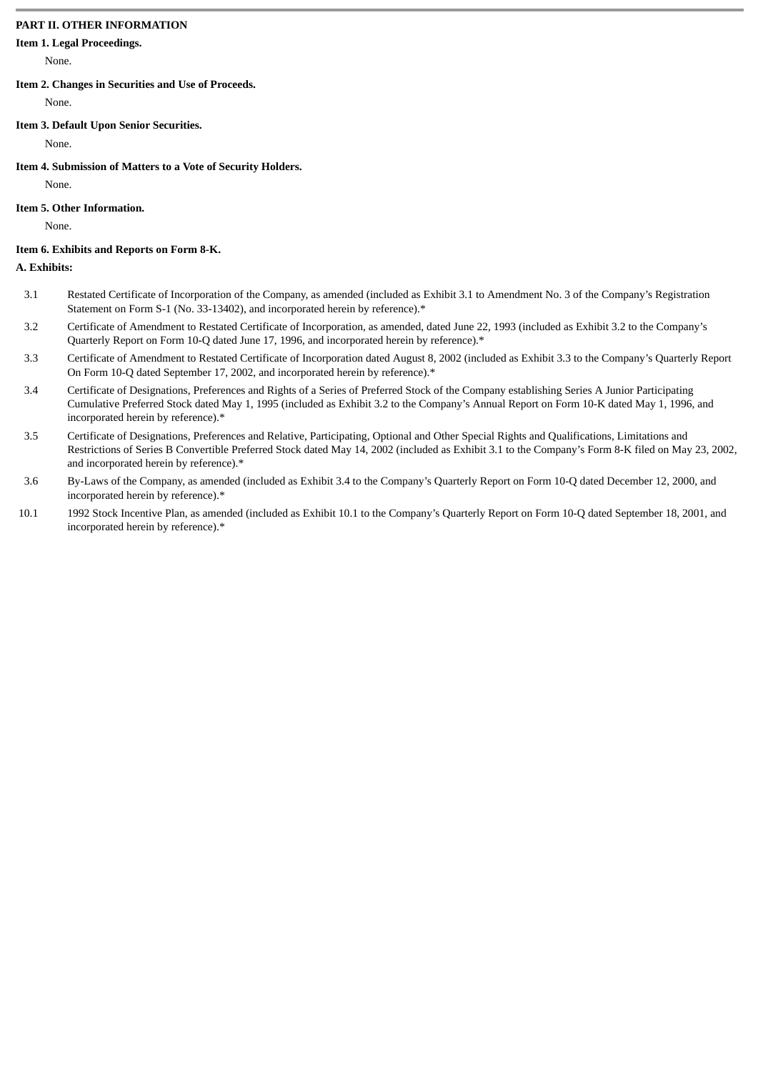## PART II. OTHER INFORMATION

**Item 1. Legal Proceedings.**

None.

**Item 2. Changes in Securities and Use of Proceeds.**

None.

**Item 3. Default Upon Senior Securities.**

None.

**Item 4. Submission of Matters to a Vote of Security Holders.**

None.

**Item 5. Other Information.**

None.

**Item 6. Exhibits and Reports on Form 8-K.**

**A. Exhibits:**

| | |
|---|---|
| 3.1 | Restated Certificate of Incorporation of the Company, as amended (included as Exhibit 3.1 to Amendment No. 3 of the Company's Registration Statement on Form S-1 (No. 33-13402), and incorporated herein by reference).* |
| 3.2 | Certificate of Amendment to Restated Certificate of Incorporation, as amended, dated June 22, 1993 (included as Exhibit 3.2 to the Company's Quarterly Report on Form 10-Q dated June 17, 1996, and incorporated herein by reference).* |
| 3.3 | Certificate of Amendment to Restated Certificate of Incorporation dated August 8, 2002 (included as Exhibit 3.3 to the Company's Quarterly Report On Form 10-Q dated September 17, 2002, and incorporated herein by reference).* |
| 3.4 | Certificate of Designations, Preferences and Rights of a Series of Preferred Stock of the Company establishing Series A Junior Participating Cumulative Preferred Stock dated May 1, 1995 (included as Exhibit 3.2 to the Company's Annual Report on Form 10-K dated May 1, 1996, and incorporated herein by reference).* |
| 3.5 | Certificate of Designations, Preferences and Relative, Participating, Optional and Other Special Rights and Qualifications, Limitations and Restrictions of Series B Convertible Preferred Stock dated May 14, 2002 (included as Exhibit 3.1 to the Company's Form 8-K filed on May 23, 2002, and incorporated herein by reference).* |
| 3.6 | By-Laws of the Company, as amended (included as Exhibit 3.4 to the Company's Quarterly Report on Form 10-Q dated December 12, 2000, and incorporated herein by reference).* |
| 10.1 | 1992 Stock Incentive Plan, as amended (included as Exhibit 10.1 to the Company's Quarterly Report on Form 10-Q dated September 18, 2001, and incorporated herein by reference).* |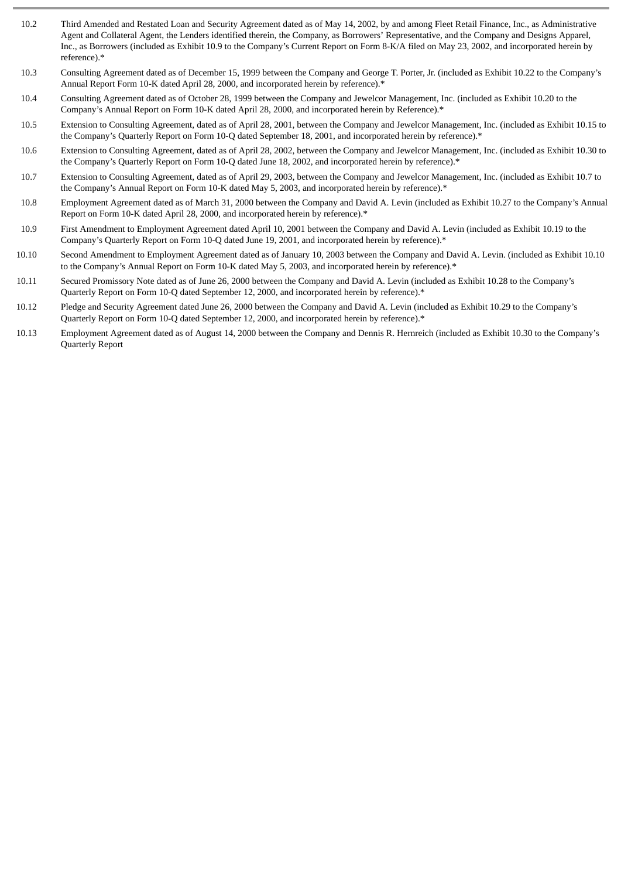| | |
|---|---|
| 10.2 | Third Amended and Restated Loan and Security Agreement dated as of May 14, 2002, by and among Fleet Retail Finance, Inc., as Administrative Agent and Collateral Agent, the Lenders identified therein, the Company, as Borrowers' Representative, and the Company and Designs Apparel, Inc., as Borrowers (included as Exhibit 10.9 to the Company's Current Report on Form 8-K/A filed on May 23, 2002, and incorporated herein by reference).* |
| 10.3 | Consulting Agreement dated as of December 15, 1999 between the Company and George T. Porter, Jr. (included as Exhibit 10.22 to the Company's Annual Report Form 10-K dated April 28, 2000, and incorporated herein by reference).* |
| 10.4 | Consulting Agreement dated as of October 28, 1999 between the Company and Jewelcor Management, Inc. (included as Exhibit 10.20 to the Company's Annual Report on Form 10-K dated April 28, 2000, and incorporated herein by Reference).* |
| 10.5 | Extension to Consulting Agreement, dated as of April 28, 2001, between the Company and Jewelcor Management, Inc. (included as Exhibit 10.15 to the Company's Quarterly Report on Form 10-Q dated September 18, 2001, and incorporated herein by reference).* |
| 10.6 | Extension to Consulting Agreement, dated as of April 28, 2002, between the Company and Jewelcor Management, Inc. (included as Exhibit 10.30 to the Company's Quarterly Report on Form 10-Q dated June 18, 2002, and incorporated herein by reference).* |
| 10.7 | Extension to Consulting Agreement, dated as of April 29, 2003, between the Company and Jewelcor Management, Inc. (included as Exhibit 10.7 to the Company's Annual Report on Form 10-K dated May 5, 2003, and incorporated herein by reference).* |
| 10.8 | Employment Agreement dated as of March 31, 2000 between the Company and David A. Levin (included as Exhibit 10.27 to the Company's Annual Report on Form 10-K dated April 28, 2000, and incorporated herein by reference).* |
| 10.9 | First Amendment to Employment Agreement dated April 10, 2001 between the Company and David A. Levin (included as Exhibit 10.19 to the Company's Quarterly Report on Form 10-Q dated June 19, 2001, and incorporated herein by reference).* |
| 10.10 | Second Amendment to Employment Agreement dated as of January 10, 2003 between the Company and David A. Levin. (included as Exhibit 10.10 to the Company's Annual Report on Form 10-K dated May 5, 2003, and incorporated herein by reference).* |
| 10.11 | Secured Promissory Note dated as of June 26, 2000 between the Company and David A. Levin (included as Exhibit 10.28 to the Company's Quarterly Report on Form 10-Q dated September 12, 2000, and incorporated herein by reference).* |
| 10.12 | Pledge and Security Agreement dated June 26, 2000 between the Company and David A. Levin (included as Exhibit 10.29 to the Company's Quarterly Report on Form 10-Q dated September 12, 2000, and incorporated herein by reference).* |
| 10.13 | Employment Agreement dated as of August 14, 2000 between the Company and Dennis R. Hernreich (included as Exhibit 10.30 to the Company's Quarterly Report |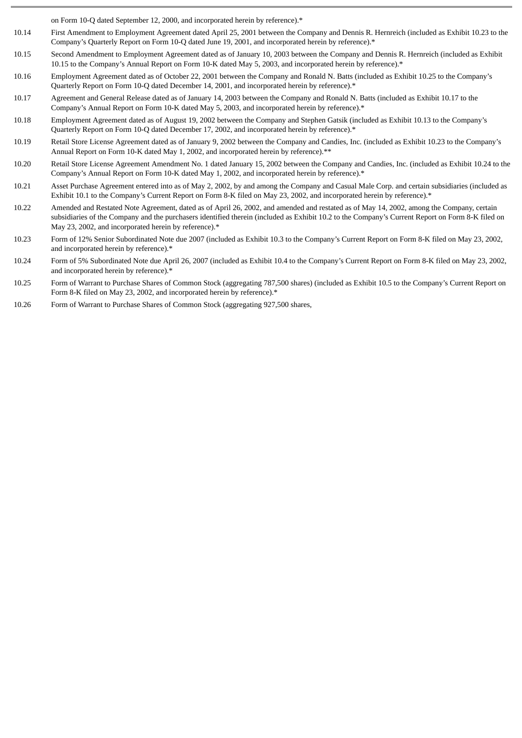on Form 10-Q dated September 12, 2000, and incorporated herein by reference).*

| | |
|---|---|
| 10.14 | First Amendment to Employment Agreement dated April 25, 2001 between the Company and Dennis R. Hernreich (included as Exhibit 10.23 to the Company's Quarterly Report on Form 10-Q dated June 19, 2001, and incorporated herein by reference).* |
| 10.15 | Second Amendment to Employment Agreement dated as of January 10, 2003 between the Company and Dennis R. Hernreich (included as Exhibit 10.15 to the Company's Annual Report on Form 10-K dated May 5, 2003, and incorporated herein by reference).* |
| 10.16 | Employment Agreement dated as of October 22, 2001 between the Company and Ronald N. Batts (included as Exhibit 10.25 to the Company's Quarterly Report on Form 10-Q dated December 14, 2001, and incorporated herein by reference).* |
| 10.17 | Agreement and General Release dated as of January 14, 2003 between the Company and Ronald N. Batts (included as Exhibit 10.17 to the Company's Annual Report on Form 10-K dated May 5, 2003, and incorporated herein by reference).* |
| 10.18 | Employment Agreement dated as of August 19, 2002 between the Company and Stephen Gatsik (included as Exhibit 10.13 to the Company's Quarterly Report on Form 10-Q dated December 17, 2002, and incorporated herein by reference).* |
| 10.19 | Retail Store License Agreement dated as of January 9, 2002 between the Company and Candies, Inc. (included as Exhibit 10.23 to the Company's Annual Report on Form 10-K dated May 1, 2002, and incorporated herein by reference).** |
| 10.20 | Retail Store License Agreement Amendment No. 1 dated January 15, 2002 between the Company and Candies, Inc. (included as Exhibit 10.24 to the Company's Annual Report on Form 10-K dated May 1, 2002, and incorporated herein by reference).* |
| 10.21 | Asset Purchase Agreement entered into as of May 2, 2002, by and among the Company and Casual Male Corp. and certain subsidiaries (included as Exhibit 10.1 to the Company's Current Report on Form 8-K filed on May 23, 2002, and incorporated herein by reference).* |
| 10.22 | Amended and Restated Note Agreement, dated as of April 26, 2002, and amended and restated as of May 14, 2002, among the Company, certain subsidiaries of the Company and the purchasers identified therein (included as Exhibit 10.2 to the Company's Current Report on Form 8-K filed on May 23, 2002, and incorporated herein by reference).* |
| 10.23 | Form of 12% Senior Subordinated Note due 2007 (included as Exhibit 10.3 to the Company's Current Report on Form 8-K filed on May 23, 2002, and incorporated herein by reference).* |
| 10.24 | Form of 5% Subordinated Note due April 26, 2007 (included as Exhibit 10.4 to the Company's Current Report on Form 8-K filed on May 23, 2002, and incorporated herein by reference).* |
| 10.25 | Form of Warrant to Purchase Shares of Common Stock (aggregating 787,500 shares) (included as Exhibit 10.5 to the Company's Current Report on Form 8-K filed on May 23, 2002, and incorporated herein by reference).* |
| 10.26 | Form of Warrant to Purchase Shares of Common Stock (aggregating 927,500 shares, |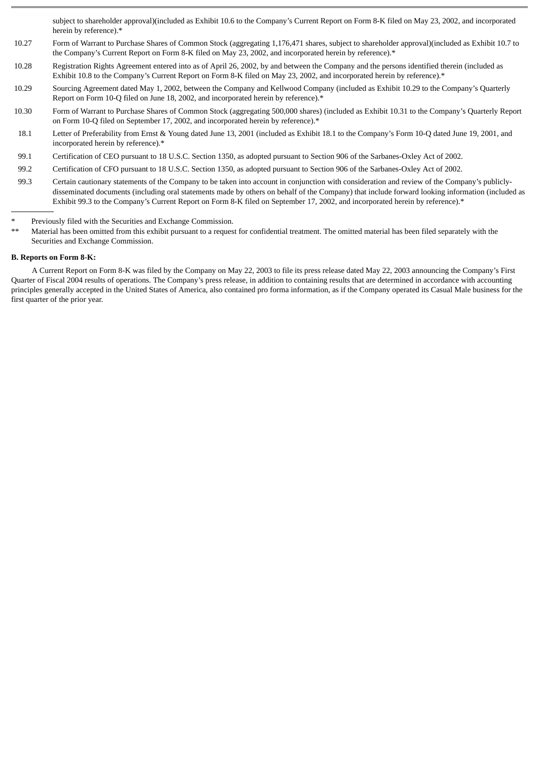subject to shareholder approval)(included as Exhibit 10.6 to the Company's Current Report on Form 8-K filed on May 23, 2002, and incorporated herein by reference).*

| | |
|---|---|
| 10.27 | Form of Warrant to Purchase Shares of Common Stock (aggregating 1,176,471 shares, subject to shareholder approval)(included as Exhibit 10.7 to the Company's Current Report on Form 8-K filed on May 23, 2002, and incorporated herein by reference).* |
| 10.28 | Registration Rights Agreement entered into as of April 26, 2002, by and between the Company and the persons identified therein (included as Exhibit 10.8 to the Company's Current Report on Form 8-K filed on May 23, 2002, and incorporated herein by reference).* |
| 10.29 | Sourcing Agreement dated May 1, 2002, between the Company and Kellwood Company (included as Exhibit 10.29 to the Company's Quarterly Report on Form 10-Q filed on June 18, 2002, and incorporated herein by reference).* |
| 10.30 | Form of Warrant to Purchase Shares of Common Stock (aggregating 500,000 shares) (included as Exhibit 10.31 to the Company's Quarterly Report on Form 10-Q filed on September 17, 2002, and incorporated herein by reference).* |
| 18.1 | Letter of Preferability from Ernst & Young dated June 13, 2001 (included as Exhibit 18.1 to the Company's Form 10-Q dated June 19, 2001, and incorporated herein by reference).* |
| 99.1 | Certification of CEO pursuant to 18 U.S.C. Section 1350, as adopted pursuant to Section 906 of the Sarbanes-Oxley Act of 2002. |
| 99.2 | Certification of CFO pursuant to 18 U.S.C. Section 1350, as adopted pursuant to Section 906 of the Sarbanes-Oxley Act of 2002. |
| 99.3 | Certain cautionary statements of the Company to be taken into account in conjunction with consideration and review of the Company's publicly-disseminated documents (including oral statements made by others on behalf of the Company) that include forward looking information (included as Exhibit 99.3 to the Company's Current Report on Form 8-K filed on September 17, 2002, and incorporated herein by reference).* |

\* Previously filed with the Securities and Exchange Commission.

\*\* Material has been omitted from this exhibit pursuant to a request for confidential treatment. The omitted material has been filed separately with the Securities and Exchange Commission.

**B. Reports on Form 8-K:**

A Current Report on Form 8-K was filed by the Company on May 22, 2003 to file its press release dated May 22, 2003 announcing the Company's First Quarter of Fiscal 2004 results of operations. The Company's press release, in addition to containing results that are determined in accordance with accounting principles generally accepted in the United States of America, also contained pro forma information, as if the Company operated its Casual Male business for the first quarter of the prior year.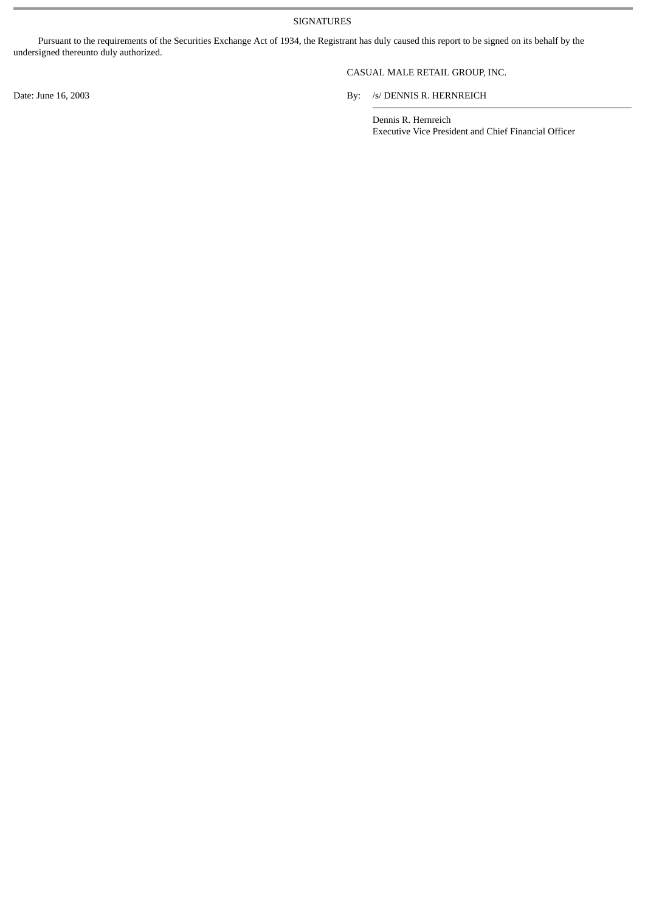SIGNATURES

Pursuant to the requirements of the Securities Exchange Act of 1934, the Registrant has duly caused this report to be signed on its behalf by the undersigned thereunto duly authorized.

CASUAL MALE RETAIL GROUP, INC.

Date: June 16, 2003

By: /s/ DENNIS R. HERNREICH

Dennis R. Hernreich
Executive Vice President and Chief Financial Officer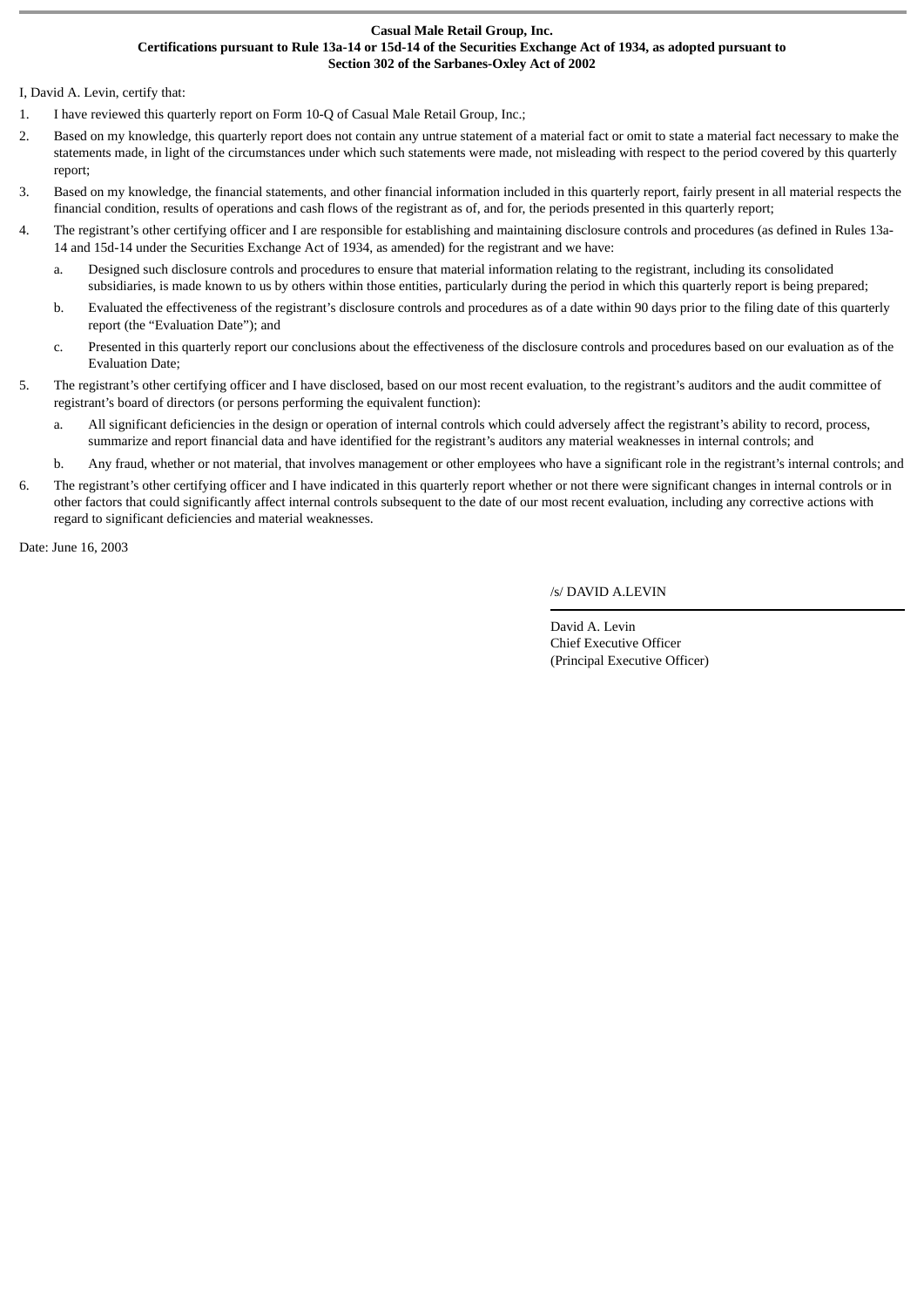**Casual Male Retail Group, Inc.**
**Certifications pursuant to Rule 13a-14 or 15d-14 of the Securities Exchange Act of 1934, as adopted pursuant to Section 302 of the Sarbanes-Oxley Act of 2002**

I, David A. Levin, certify that:

1. I have reviewed this quarterly report on Form 10-Q of Casual Male Retail Group, Inc.;
2. Based on my knowledge, this quarterly report does not contain any untrue statement of a material fact or omit to state a material fact necessary to make the statements made, in light of the circumstances under which such statements were made, not misleading with respect to the period covered by this quarterly report;
3. Based on my knowledge, the financial statements, and other financial information included in this quarterly report, fairly present in all material respects the financial condition, results of operations and cash flows of the registrant as of, and for, the periods presented in this quarterly report;
4. The registrant's other certifying officer and I are responsible for establishing and maintaining disclosure controls and procedures (as defined in Rules 13a-14 and 15d-14 under the Securities Exchange Act of 1934, as amended) for the registrant and we have:
   a. Designed such disclosure controls and procedures to ensure that material information relating to the registrant, including its consolidated subsidiaries, is made known to us by others within those entities, particularly during the period in which this quarterly report is being prepared;
   b. Evaluated the effectiveness of the registrant's disclosure controls and procedures as of a date within 90 days prior to the filing date of this quarterly report (the "Evaluation Date"); and
   c. Presented in this quarterly report our conclusions about the effectiveness of the disclosure controls and procedures based on our evaluation as of the Evaluation Date;
5. The registrant's other certifying officer and I have disclosed, based on our most recent evaluation, to the registrant's auditors and the audit committee of registrant's board of directors (or persons performing the equivalent function):
   a. All significant deficiencies in the design or operation of internal controls which could adversely affect the registrant's ability to record, process, summarize and report financial data and have identified for the registrant's auditors any material weaknesses in internal controls; and
   b. Any fraud, whether or not material, that involves management or other employees who have a significant role in the registrant's internal controls; and
6. The registrant's other certifying officer and I have indicated in this quarterly report whether or not there were significant changes in internal controls or in other factors that could significantly affect internal controls subsequent to the date of our most recent evaluation, including any corrective actions with regard to significant deficiencies and material weaknesses.

Date: June 16, 2003

/s/ DAVID A.LEVIN

David A. Levin
Chief Executive Officer
(Principal Executive Officer)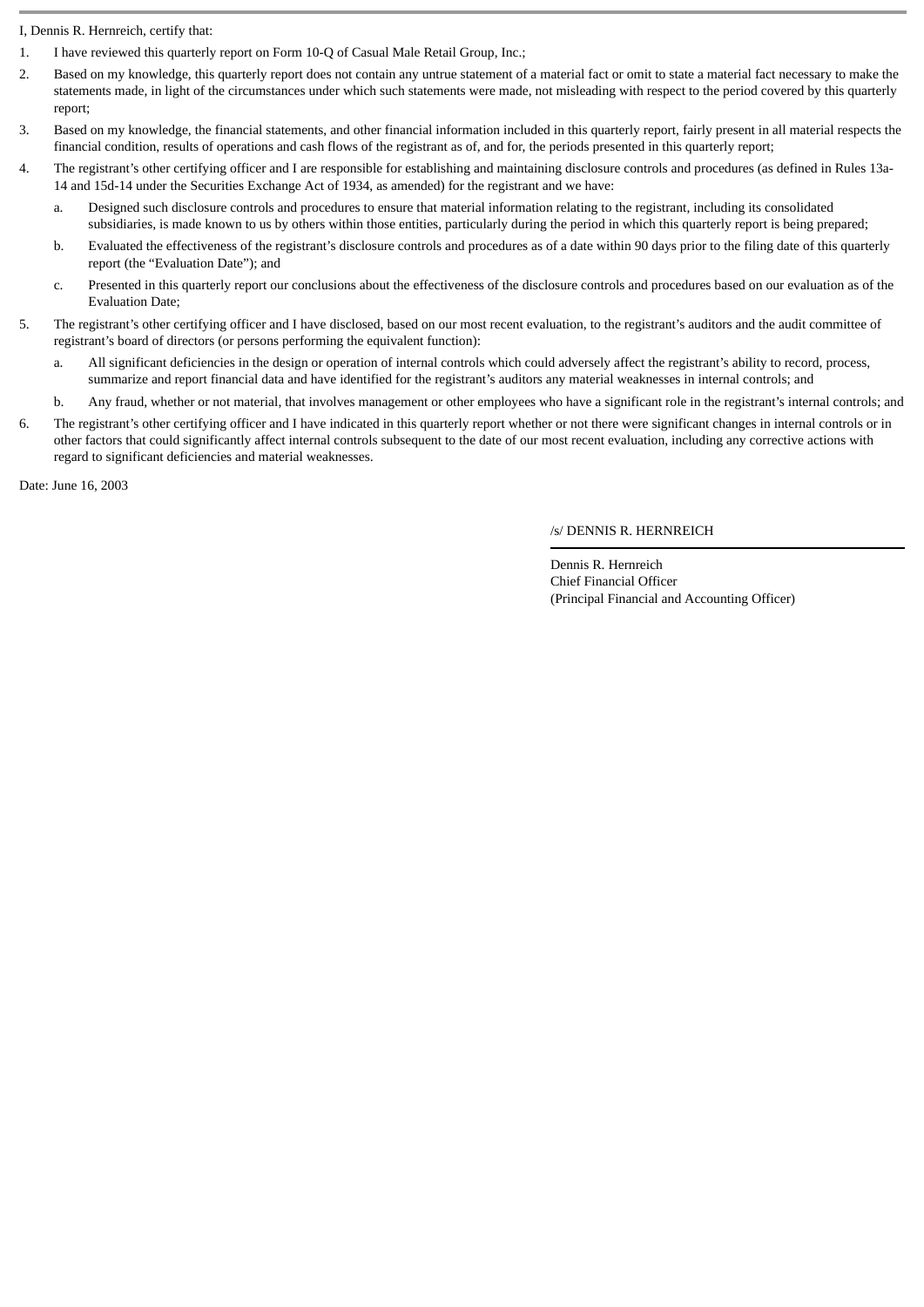I, Dennis R. Hernreich, certify that:

1. I have reviewed this quarterly report on Form 10-Q of Casual Male Retail Group, Inc.;
2. Based on my knowledge, this quarterly report does not contain any untrue statement of a material fact or omit to state a material fact necessary to make the statements made, in light of the circumstances under which such statements were made, not misleading with respect to the period covered by this quarterly report;
3. Based on my knowledge, the financial statements, and other financial information included in this quarterly report, fairly present in all material respects the financial condition, results of operations and cash flows of the registrant as of, and for, the periods presented in this quarterly report;
4. The registrant's other certifying officer and I are responsible for establishing and maintaining disclosure controls and procedures (as defined in Rules 13a-14 and 15d-14 under the Securities Exchange Act of 1934, as amended) for the registrant and we have:
   a. Designed such disclosure controls and procedures to ensure that material information relating to the registrant, including its consolidated subsidiaries, is made known to us by others within those entities, particularly during the period in which this quarterly report is being prepared;
   b. Evaluated the effectiveness of the registrant's disclosure controls and procedures as of a date within 90 days prior to the filing date of this quarterly report (the "Evaluation Date"); and
   c. Presented in this quarterly report our conclusions about the effectiveness of the disclosure controls and procedures based on our evaluation as of the Evaluation Date;
5. The registrant's other certifying officer and I have disclosed, based on our most recent evaluation, to the registrant's auditors and the audit committee of registrant's board of directors (or persons performing the equivalent function):
   a. All significant deficiencies in the design or operation of internal controls which could adversely affect the registrant's ability to record, process, summarize and report financial data and have identified for the registrant's auditors any material weaknesses in internal controls; and
   b. Any fraud, whether or not material, that involves management or other employees who have a significant role in the registrant's internal controls; and
6. The registrant's other certifying officer and I have indicated in this quarterly report whether or not there were significant changes in internal controls or in other factors that could significantly affect internal controls subsequent to the date of our most recent evaluation, including any corrective actions with regard to significant deficiencies and material weaknesses.

Date: June 16, 2003

/s/ DENNIS R. HERNREICH

Dennis R. Hernreich
Chief Financial Officer
(Principal Financial and Accounting Officer)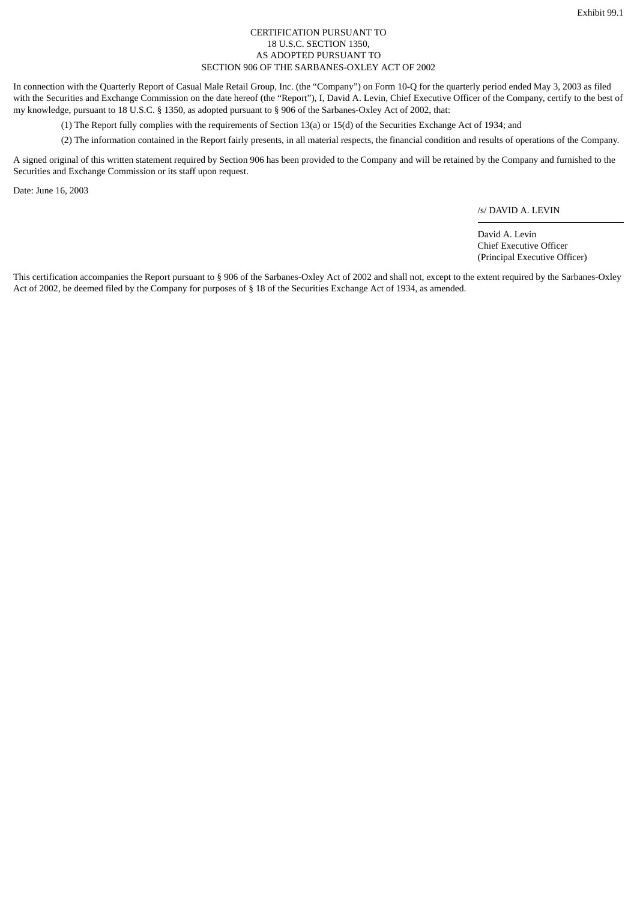Exhibit 99.1

CERTIFICATION PURSUANT TO
18 U.S.C. SECTION 1350,
AS ADOPTED PURSUANT TO
SECTION 906 OF THE SARBANES-OXLEY ACT OF 2002

In connection with the Quarterly Report of Casual Male Retail Group, Inc. (the "Company") on Form 10-Q for the quarterly period ended May 3, 2003 as filed with the Securities and Exchange Commission on the date hereof (the "Report"), I, David A. Levin, Chief Executive Officer of the Company, certify to the best of my knowledge, pursuant to 18 U.S.C. § 1350, as adopted pursuant to § 906 of the Sarbanes-Oxley Act of 2002, that:

(1) The Report fully complies with the requirements of Section 13(a) or 15(d) of the Securities Exchange Act of 1934; and

(2) The information contained in the Report fairly presents, in all material respects, the financial condition and results of operations of the Company.

A signed original of this written statement required by Section 906 has been provided to the Company and will be retained by the Company and furnished to the Securities and Exchange Commission or its staff upon request.

Date: June 16, 2003

/s/ DAVID A. LEVIN

David A. Levin
Chief Executive Officer
(Principal Executive Officer)

This certification accompanies the Report pursuant to § 906 of the Sarbanes-Oxley Act of 2002 and shall not, except to the extent required by the Sarbanes-Oxley Act of 2002, be deemed filed by the Company for purposes of § 18 of the Securities Exchange Act of 1934, as amended.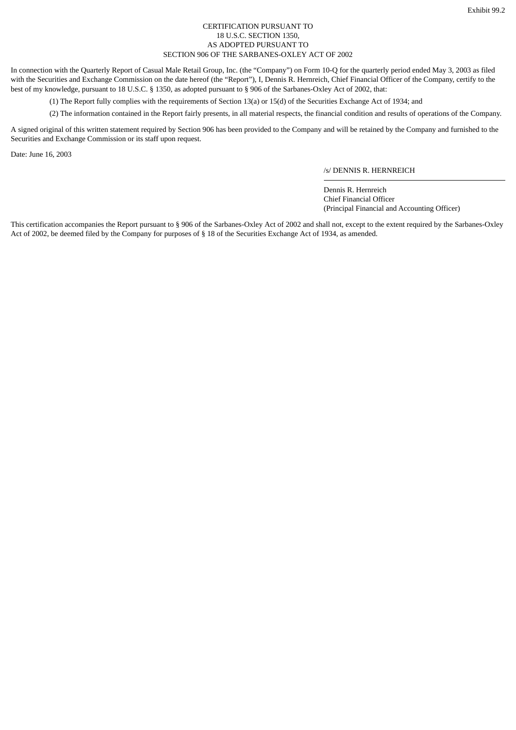Exhibit 99.2

# CERTIFICATION PURSUANT TO
# 18 U.S.C. SECTION 1350,
# AS ADOPTED PURSUANT TO
# SECTION 906 OF THE SARBANES-OXLEY ACT OF 2002

In connection with the Quarterly Report of Casual Male Retail Group, Inc. (the "Company") on Form 10-Q for the quarterly period ended May 3, 2003 as filed with the Securities and Exchange Commission on the date hereof (the "Report"), I, Dennis R. Hernreich, Chief Financial Officer of the Company, certify to the best of my knowledge, pursuant to 18 U.S.C. § 1350, as adopted pursuant to § 906 of the Sarbanes-Oxley Act of 2002, that:

(1) The Report fully complies with the requirements of Section 13(a) or 15(d) of the Securities Exchange Act of 1934; and

(2) The information contained in the Report fairly presents, in all material respects, the financial condition and results of operations of the Company.

A signed original of this written statement required by Section 906 has been provided to the Company and will be retained by the Company and furnished to the Securities and Exchange Commission or its staff upon request.

Date: June 16, 2003

/s/ DENNIS R. HERNREICH

Dennis R. Hernreich
Chief Financial Officer
(Principal Financial and Accounting Officer)

This certification accompanies the Report pursuant to § 906 of the Sarbanes-Oxley Act of 2002 and shall not, except to the extent required by the Sarbanes-Oxley Act of 2002, be deemed filed by the Company for purposes of § 18 of the Securities Exchange Act of 1934, as amended.